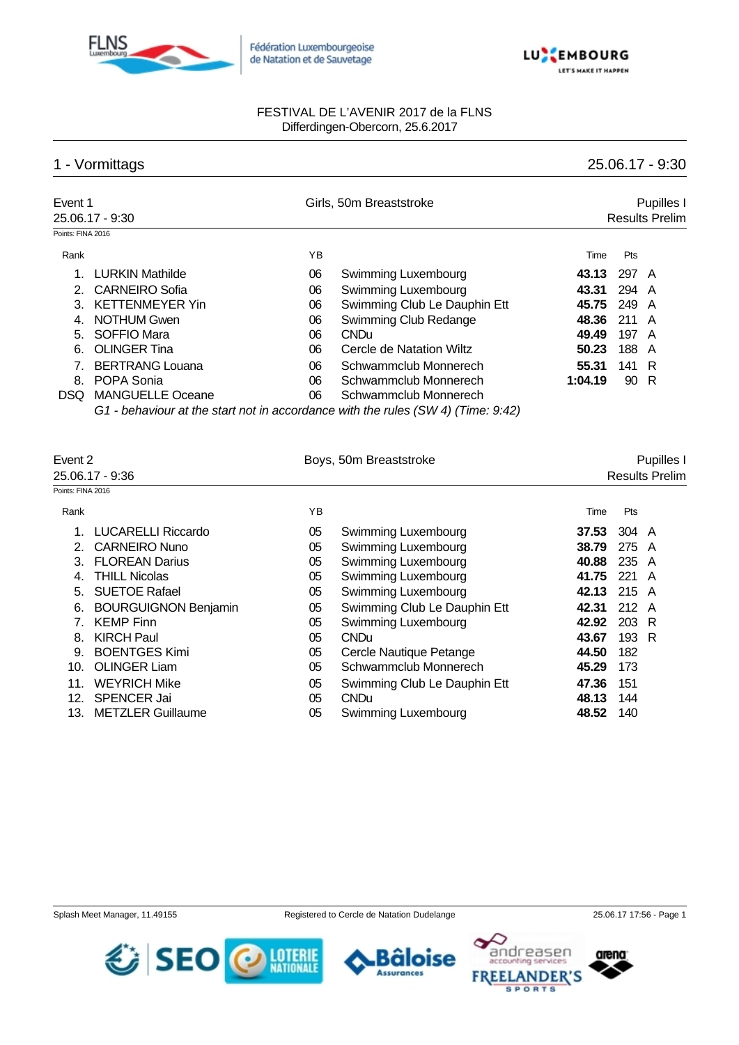FESTIVAL DE L'AVENIR 2017 de la FLNS
Differdingen-Obercorn, 25.6.2017

## 1 - Vormittags

25.06.17 - 9:30

### Event 1 — Girls, 50m Breaststroke — Pupilles I

25.06.17 - 9:30 — Results Prelim

Points: FINA 2016

| Rank | | YB | | Time | Pts | |
|---|---|---|---|---|---|---|
| 1. | LURKIN Mathilde | 06 | Swimming Luxembourg | **43.13** | 297 | A |
| 2. | CARNEIRO Sofia | 06 | Swimming Luxembourg | **43.31** | 294 | A |
| 3. | KETTENMEYER Yin | 06 | Swimming Club Le Dauphin Ett | **45.75** | 249 | A |
| 4. | NOTHUM Gwen | 06 | Swimming Club Redange | **48.36** | 211 | A |
| 5. | SOFFIO Mara | 06 | CNDu | **49.49** | 197 | A |
| 6. | OLINGER Tina | 06 | Cercle de Natation Wiltz | **50.23** | 188 | A |
| 7. | BERTRANG Louana | 06 | Schwammclub Monnerech | **55.31** | 141 | R |
| 8. | POPA Sonia | 06 | Schwammclub Monnerech | **1:04.19** | 90 | R |
| DSQ | MANGUELLE Oceane | 06 | Schwammclub Monnerech | | | |

*G1 - behaviour at the start not in accordance with the rules (SW 4) (Time: 9:42)*

### Event 2 — Boys, 50m Breaststroke — Pupilles I

25.06.17 - 9:36 — Results Prelim

Points: FINA 2016

| Rank | | YB | | Time | Pts | |
|---|---|---|---|---|---|---|
| 1. | LUCARELLI Riccardo | 05 | Swimming Luxembourg | **37.53** | 304 | A |
| 2. | CARNEIRO Nuno | 05 | Swimming Luxembourg | **38.79** | 275 | A |
| 3. | FLOREAN Darius | 05 | Swimming Luxembourg | **40.88** | 235 | A |
| 4. | THILL Nicolas | 05 | Swimming Luxembourg | **41.75** | 221 | A |
| 5. | SUETOE Rafael | 05 | Swimming Luxembourg | **42.13** | 215 | A |
| 6. | BOURGUIGNON Benjamin | 05 | Swimming Club Le Dauphin Ett | **42.31** | 212 | A |
| 7. | KEMP Finn | 05 | Swimming Luxembourg | **42.92** | 203 | R |
| 8. | KIRCH Paul | 05 | CNDu | **43.67** | 193 | R |
| 9. | BOENTGES Kimi | 05 | Cercle Nautique Petange | **44.50** | 182 | |
| 10. | OLINGER Liam | 05 | Schwammclub Monnerech | **45.29** | 173 | |
| 11. | WEYRICH Mike | 05 | Swimming Club Le Dauphin Ett | **47.36** | 151 | |
| 12. | SPENCER Jai | 05 | CNDu | **48.13** | 144 | |
| 13. | METZLER Guillaume | 05 | Swimming Luxembourg | **48.52** | 140 | |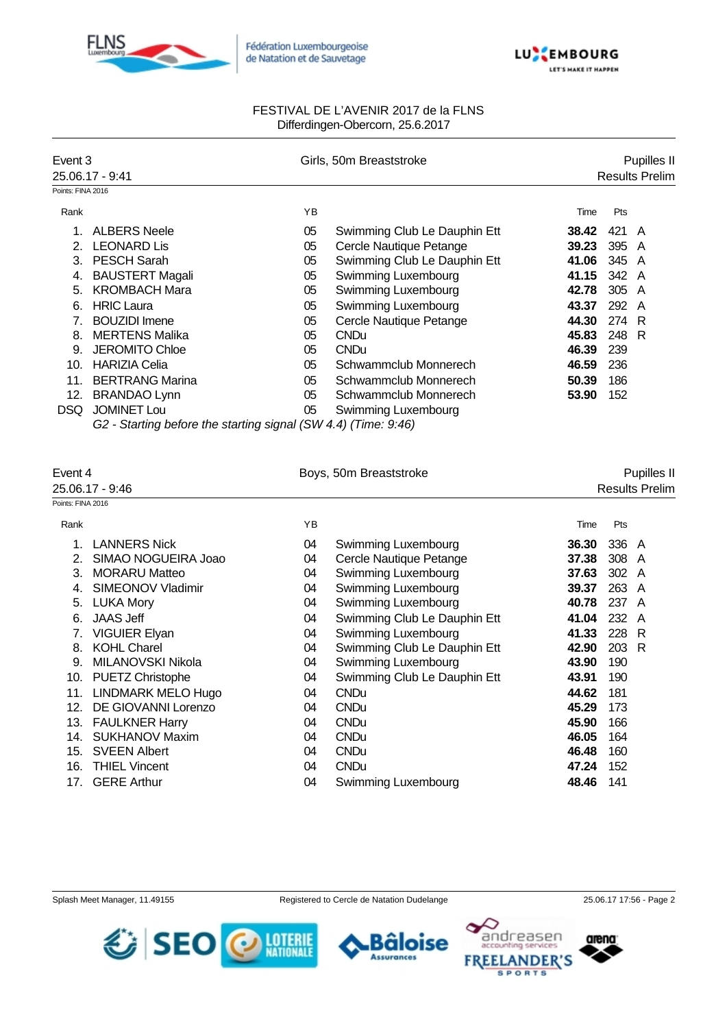FESTIVAL DE L'AVENIR 2017 de la FLNS
Differdingen-Obercorn, 25.6.2017

## Event 3 — Girls, 50m Breaststroke — Pupilles II

25.06.17 - 9:41 — Results Prelim

Points: FINA 2016

| Rank | | YB | | Time | Pts | |
|---|---|---|---|---|---|---|
| 1. | ALBERS Neele | 05 | Swimming Club Le Dauphin Ett | **38.42** | 421 | A |
| 2. | LEONARD Lis | 05 | Cercle Nautique Petange | **39.23** | 395 | A |
| 3. | PESCH Sarah | 05 | Swimming Club Le Dauphin Ett | **41.06** | 345 | A |
| 4. | BAUSTERT Magali | 05 | Swimming Luxembourg | **41.15** | 342 | A |
| 5. | KROMBACH Mara | 05 | Swimming Luxembourg | **42.78** | 305 | A |
| 6. | HRIC Laura | 05 | Swimming Luxembourg | **43.37** | 292 | A |
| 7. | BOUZIDI Imene | 05 | Cercle Nautique Petange | **44.30** | 274 | R |
| 8. | MERTENS Malika | 05 | CNDu | **45.83** | 248 | R |
| 9. | JEROMITO Chloe | 05 | CNDu | **46.39** | 239 | |
| 10. | HARIZIA Celia | 05 | Schwammclub Monnerech | **46.59** | 236 | |
| 11. | BERTRANG Marina | 05 | Schwammclub Monnerech | **50.39** | 186 | |
| 12. | BRANDAO Lynn | 05 | Schwammclub Monnerech | **53.90** | 152 | |
| DSQ | JOMINET Lou | 05 | Swimming Luxembourg | | | |

*G2 - Starting before the starting signal (SW 4.4) (Time: 9:46)*

## Event 4 — Boys, 50m Breaststroke — Pupilles II

25.06.17 - 9:46 — Results Prelim

Points: FINA 2016

| Rank | | YB | | Time | Pts | |
|---|---|---|---|---|---|---|
| 1. | LANNERS Nick | 04 | Swimming Luxembourg | **36.30** | 336 | A |
| 2. | SIMAO NOGUEIRA Joao | 04 | Cercle Nautique Petange | **37.38** | 308 | A |
| 3. | MORARU Matteo | 04 | Swimming Luxembourg | **37.63** | 302 | A |
| 4. | SIMEONOV Vladimir | 04 | Swimming Luxembourg | **39.37** | 263 | A |
| 5. | LUKA Mory | 04 | Swimming Luxembourg | **40.78** | 237 | A |
| 6. | JAAS Jeff | 04 | Swimming Club Le Dauphin Ett | **41.04** | 232 | A |
| 7. | VIGUIER Elyan | 04 | Swimming Luxembourg | **41.33** | 228 | R |
| 8. | KOHL Charel | 04 | Swimming Club Le Dauphin Ett | **42.90** | 203 | R |
| 9. | MILANOVSKI Nikola | 04 | Swimming Luxembourg | **43.90** | 190 | |
| 10. | PUETZ Christophe | 04 | Swimming Club Le Dauphin Ett | **43.91** | 190 | |
| 11. | LINDMARK MELO Hugo | 04 | CNDu | **44.62** | 181 | |
| 12. | DE GIOVANNI Lorenzo | 04 | CNDu | **45.29** | 173 | |
| 13. | FAULKNER Harry | 04 | CNDu | **45.90** | 166 | |
| 14. | SUKHANOV Maxim | 04 | CNDu | **46.05** | 164 | |
| 15. | SVEEN Albert | 04 | CNDu | **46.48** | 160 | |
| 16. | THIEL Vincent | 04 | CNDu | **47.24** | 152 | |
| 17. | GERE Arthur | 04 | Swimming Luxembourg | **48.46** | 141 | |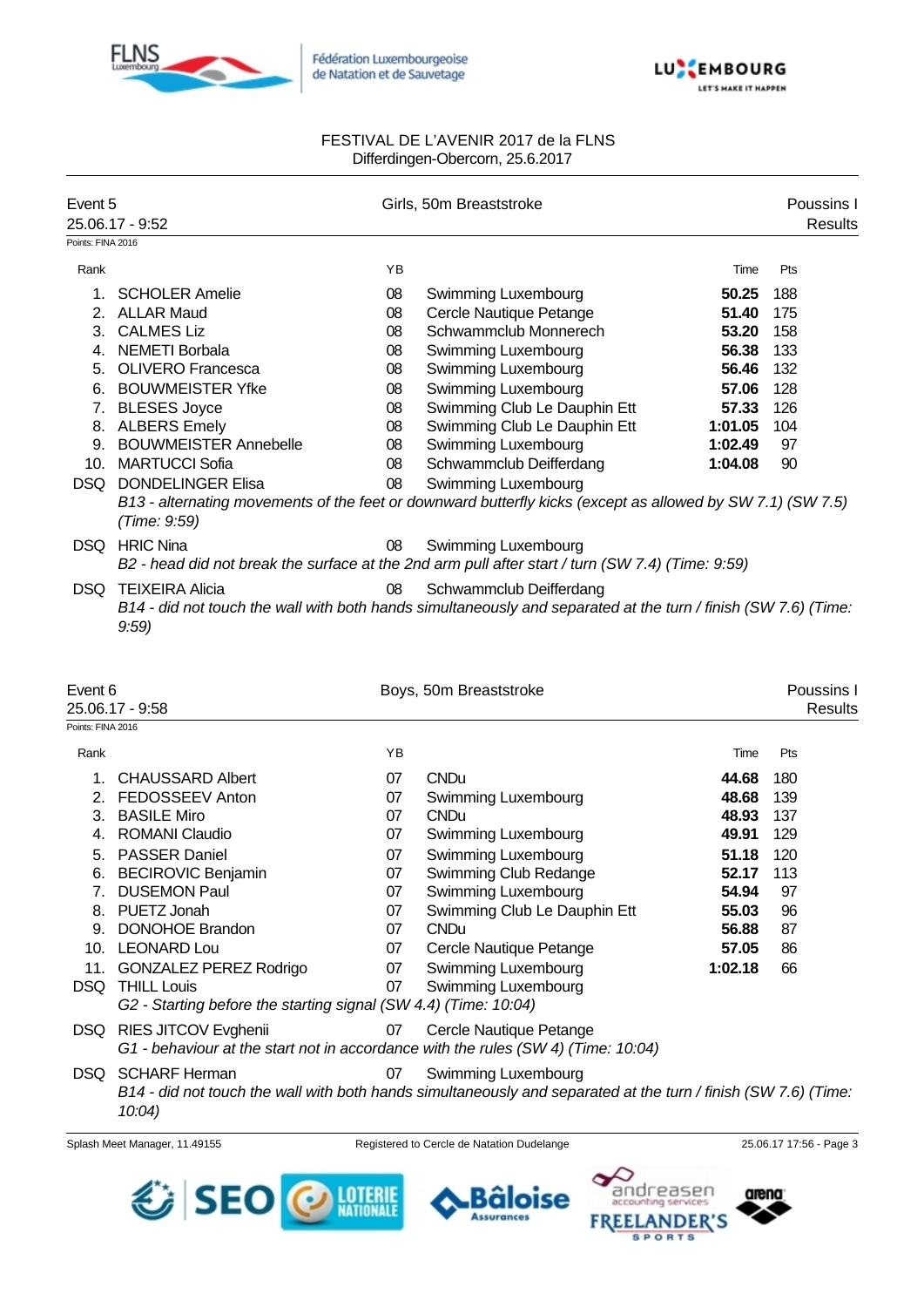FESTIVAL DE L'AVENIR 2017 de la FLNS
Differdingen-Obercorn, 25.6.2017

## Event 5 — Girls, 50m Breaststroke — Poussins I

25.06.17 - 9:52 — Results

Points: FINA 2016

| Rank | | YB | | Time | Pts |
|---|---|---|---|---|---|
| 1. | SCHOLER Amelie | 08 | Swimming Luxembourg | **50.25** | 188 |
| 2. | ALLAR Maud | 08 | Cercle Nautique Petange | **51.40** | 175 |
| 3. | CALMES Liz | 08 | Schwammclub Monnerech | **53.20** | 158 |
| 4. | NEMETI Borbala | 08 | Swimming Luxembourg | **56.38** | 133 |
| 5. | OLIVERO Francesca | 08 | Swimming Luxembourg | **56.46** | 132 |
| 6. | BOUWMEISTER Yfke | 08 | Swimming Luxembourg | **57.06** | 128 |
| 7. | BLESES Joyce | 08 | Swimming Club Le Dauphin Ett | **57.33** | 126 |
| 8. | ALBERS Emely | 08 | Swimming Club Le Dauphin Ett | **1:01.05** | 104 |
| 9. | BOUWMEISTER Annebelle | 08 | Swimming Luxembourg | **1:02.49** | 97 |
| 10. | MARTUCCI Sofia | 08 | Schwammclub Deifferdang | **1:04.08** | 90 |
| DSQ | DONDELINGER Elisa | 08 | Swimming Luxembourg | | |
| | *B13 - alternating movements of the feet or downward butterfly kicks (except as allowed by SW 7.1) (SW 7.5) (Time: 9:59)* | | | | |
| DSQ | HRIC Nina | 08 | Swimming Luxembourg | | |
| | *B2 - head did not break the surface at the 2nd arm pull after start / turn (SW 7.4) (Time: 9:59)* | | | | |
| DSQ | TEIXEIRA Alicia | 08 | Schwammclub Deifferdang | | |
| | *B14 - did not touch the wall with both hands simultaneously and separated at the turn / finish (SW 7.6) (Time: 9:59)* | | | | |

## Event 6 — Boys, 50m Breaststroke — Poussins I

25.06.17 - 9:58 — Results

Points: FINA 2016

| Rank | | YB | | Time | Pts |
|---|---|---|---|---|---|
| 1. | CHAUSSARD Albert | 07 | CNDu | **44.68** | 180 |
| 2. | FEDOSSEEV Anton | 07 | Swimming Luxembourg | **48.68** | 139 |
| 3. | BASILE Miro | 07 | CNDu | **48.93** | 137 |
| 4. | ROMANI Claudio | 07 | Swimming Luxembourg | **49.91** | 129 |
| 5. | PASSER Daniel | 07 | Swimming Luxembourg | **51.18** | 120 |
| 6. | BECIROVIC Benjamin | 07 | Swimming Club Redange | **52.17** | 113 |
| 7. | DUSEMON Paul | 07 | Swimming Luxembourg | **54.94** | 97 |
| 8. | PUETZ Jonah | 07 | Swimming Club Le Dauphin Ett | **55.03** | 96 |
| 9. | DONOHOE Brandon | 07 | CNDu | **56.88** | 87 |
| 10. | LEONARD Lou | 07 | Cercle Nautique Petange | **57.05** | 86 |
| 11. | GONZALEZ PEREZ Rodrigo | 07 | Swimming Luxembourg | **1:02.18** | 66 |
| DSQ | THILL Louis | 07 | Swimming Luxembourg | | |
| | *G2 - Starting before the starting signal (SW 4.4) (Time: 10:04)* | | | | |
| DSQ | RIES JITCOV Evghenii | 07 | Cercle Nautique Petange | | |
| | *G1 - behaviour at the start not in accordance with the rules (SW 4) (Time: 10:04)* | | | | |
| DSQ | SCHARF Herman | 07 | Swimming Luxembourg | | |
| | *B14 - did not touch the wall with both hands simultaneously and separated at the turn / finish (SW 7.6) (Time: 10:04)* | | | | |

Splash Meet Manager, 11.49155 — Registered to Cercle de Natation Dudelange — 25.06.17 17:56 - Page 3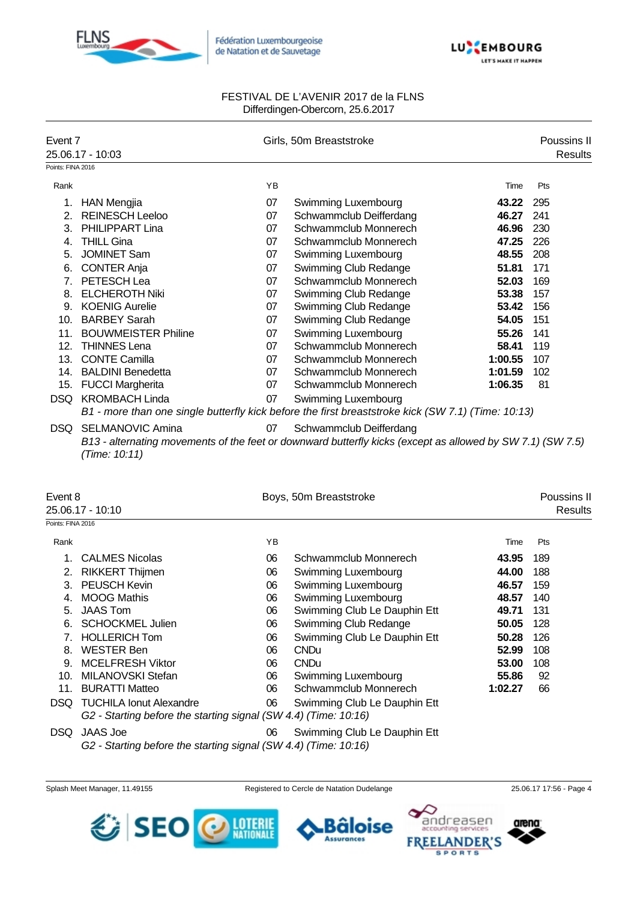FESTIVAL DE L'AVENIR 2017 de la FLNS
Differdingen-Obercorn, 25.6.2017

## Event 7 — Girls, 50m Breaststroke — Poussins II

25.06.17 - 10:03 — Results

Points: FINA 2016

| Rank | | YB | | Time | Pts |
|---|---|---|---|---|---|
| 1. | HAN Mengjia | 07 | Swimming Luxembourg | **43.22** | 295 |
| 2. | REINESCH Leeloo | 07 | Schwammclub Deifferdang | **46.27** | 241 |
| 3. | PHILIPPART Lina | 07 | Schwammclub Monnerech | **46.96** | 230 |
| 4. | THILL Gina | 07 | Schwammclub Monnerech | **47.25** | 226 |
| 5. | JOMINET Sam | 07 | Swimming Luxembourg | **48.55** | 208 |
| 6. | CONTER Anja | 07 | Swimming Club Redange | **51.81** | 171 |
| 7. | PETESCH Lea | 07 | Schwammclub Monnerech | **52.03** | 169 |
| 8. | ELCHEROTH Niki | 07 | Swimming Club Redange | **53.38** | 157 |
| 9. | KOENIG Aurelie | 07 | Swimming Club Redange | **53.42** | 156 |
| 10. | BARBEY Sarah | 07 | Swimming Club Redange | **54.05** | 151 |
| 11. | BOUWMEISTER Philine | 07 | Swimming Luxembourg | **55.26** | 141 |
| 12. | THINNES Lena | 07 | Schwammclub Monnerech | **58.41** | 119 |
| 13. | CONTE Camilla | 07 | Schwammclub Monnerech | **1:00.55** | 107 |
| 14. | BALDINI Benedetta | 07 | Schwammclub Monnerech | **1:01.59** | 102 |
| 15. | FUCCI Margherita | 07 | Schwammclub Monnerech | **1:06.35** | 81 |
| DSQ | KROMBACH Linda | 07 | Swimming Luxembourg | | |
| | *B1 - more than one single butterfly kick before the first breaststroke kick (SW 7.1) (Time: 10:13)* | | | | |
| DSQ | SELMANOVIC Amina | 07 | Schwammclub Deifferdang | | |
| | *B13 - alternating movements of the feet or downward butterfly kicks (except as allowed by SW 7.1) (SW 7.5) (Time: 10:11)* | | | | |

## Event 8 — Boys, 50m Breaststroke — Poussins II

25.06.17 - 10:10 — Results

Points: FINA 2016

| Rank | | YB | | Time | Pts |
|---|---|---|---|---|---|
| 1. | CALMES Nicolas | 06 | Schwammclub Monnerech | **43.95** | 189 |
| 2. | RIKKERT Thijmen | 06 | Swimming Luxembourg | **44.00** | 188 |
| 3. | PEUSCH Kevin | 06 | Swimming Luxembourg | **46.57** | 159 |
| 4. | MOOG Mathis | 06 | Swimming Luxembourg | **48.57** | 140 |
| 5. | JAAS Tom | 06 | Swimming Club Le Dauphin Ett | **49.71** | 131 |
| 6. | SCHOCKMEL Julien | 06 | Swimming Club Redange | **50.05** | 128 |
| 7. | HOLLERICH Tom | 06 | Swimming Club Le Dauphin Ett | **50.28** | 126 |
| 8. | WESTER Ben | 06 | CNDu | **52.99** | 108 |
| 9. | MCELFRESH Viktor | 06 | CNDu | **53.00** | 108 |
| 10. | MILANOVSKI Stefan | 06 | Swimming Luxembourg | **55.86** | 92 |
| 11. | BURATTI Matteo | 06 | Schwammclub Monnerech | **1:02.27** | 66 |
| DSQ | TUCHILA Ionut Alexandre | 06 | Swimming Club Le Dauphin Ett | | |
| | *G2 - Starting before the starting signal (SW 4.4) (Time: 10:16)* | | | | |
| DSQ | JAAS Joe | 06 | Swimming Club Le Dauphin Ett | | |
| | *G2 - Starting before the starting signal (SW 4.4) (Time: 10:16)* | | | | |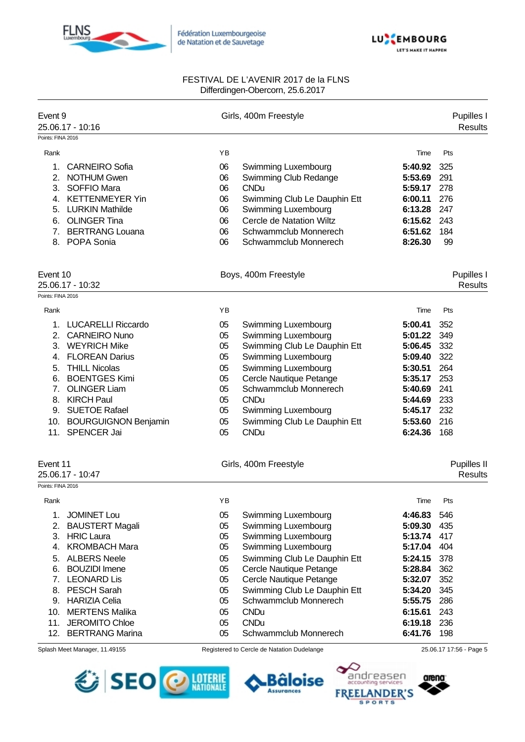FESTIVAL DE L'AVENIR 2017 de la FLNS
Differdingen-Obercorn, 25.6.2017

## Event 9 — Girls, 400m Freestyle — Pupilles I

25.06.17 - 10:16 — Results

Points: FINA 2016

| Rank | | YB | | Time | Pts |
|---|---|---|---|---|---|
| 1. | CARNEIRO Sofia | 06 | Swimming Luxembourg | **5:40.92** | 325 |
| 2. | NOTHUM Gwen | 06 | Swimming Club Redange | **5:53.69** | 291 |
| 3. | SOFFIO Mara | 06 | CNDu | **5:59.17** | 278 |
| 4. | KETTENMEYER Yin | 06 | Swimming Club Le Dauphin Ett | **6:00.11** | 276 |
| 5. | LURKIN Mathilde | 06 | Swimming Luxembourg | **6:13.28** | 247 |
| 6. | OLINGER Tina | 06 | Cercle de Natation Wiltz | **6:15.62** | 243 |
| 7. | BERTRANG Louana | 06 | Schwammclub Monnerech | **6:51.62** | 184 |
| 8. | POPA Sonia | 06 | Schwammclub Monnerech | **8:26.30** | 99 |

## Event 10 — Boys, 400m Freestyle — Pupilles I

25.06.17 - 10:32 — Results

Points: FINA 2016

| Rank | | YB | | Time | Pts |
|---|---|---|---|---|---|
| 1. | LUCARELLI Riccardo | 05 | Swimming Luxembourg | **5:00.41** | 352 |
| 2. | CARNEIRO Nuno | 05 | Swimming Luxembourg | **5:01.22** | 349 |
| 3. | WEYRICH Mike | 05 | Swimming Club Le Dauphin Ett | **5:06.45** | 332 |
| 4. | FLOREAN Darius | 05 | Swimming Luxembourg | **5:09.40** | 322 |
| 5. | THILL Nicolas | 05 | Swimming Luxembourg | **5:30.51** | 264 |
| 6. | BOENTGES Kimi | 05 | Cercle Nautique Petange | **5:35.17** | 253 |
| 7. | OLINGER Liam | 05 | Schwammclub Monnerech | **5:40.69** | 241 |
| 8. | KIRCH Paul | 05 | CNDu | **5:44.69** | 233 |
| 9. | SUETOE Rafael | 05 | Swimming Luxembourg | **5:45.17** | 232 |
| 10. | BOURGUIGNON Benjamin | 05 | Swimming Club Le Dauphin Ett | **5:53.60** | 216 |
| 11. | SPENCER Jai | 05 | CNDu | **6:24.36** | 168 |

## Event 11 — Girls, 400m Freestyle — Pupilles II

25.06.17 - 10:47 — Results

Points: FINA 2016

| Rank | | YB | | Time | Pts |
|---|---|---|---|---|---|
| 1. | JOMINET Lou | 05 | Swimming Luxembourg | **4:46.83** | 546 |
| 2. | BAUSTERT Magali | 05 | Swimming Luxembourg | **5:09.30** | 435 |
| 3. | HRIC Laura | 05 | Swimming Luxembourg | **5:13.74** | 417 |
| 4. | KROMBACH Mara | 05 | Swimming Luxembourg | **5:17.04** | 404 |
| 5. | ALBERS Neele | 05 | Swimming Club Le Dauphin Ett | **5:24.15** | 378 |
| 6. | BOUZIDI Imene | 05 | Cercle Nautique Petange | **5:28.84** | 362 |
| 7. | LEONARD Lis | 05 | Cercle Nautique Petange | **5:32.07** | 352 |
| 8. | PESCH Sarah | 05 | Swimming Club Le Dauphin Ett | **5:34.20** | 345 |
| 9. | HARIZIA Celia | 05 | Schwammclub Monnerech | **5:55.75** | 286 |
| 10. | MERTENS Malika | 05 | CNDu | **6:15.61** | 243 |
| 11. | JEROMITO Chloe | 05 | CNDu | **6:19.18** | 236 |
| 12. | BERTRANG Marina | 05 | Schwammclub Monnerech | **6:41.76** | 198 |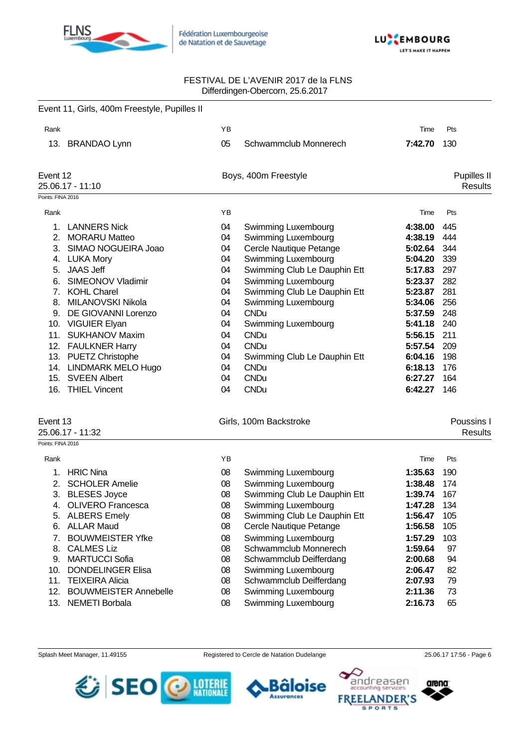FESTIVAL DE L'AVENIR 2017 de la FLNS
Differdingen-Obercorn, 25.6.2017

## Event 11, Girls, 400m Freestyle, Pupilles II

| Rank | | YB | | Time | Pts |
|---|---|---|---|---|---|
| 13. | BRANDAO Lynn | 05 | Schwammclub Monnerech | **7:42.70** | 130 |

## Event 12 — Boys, 400m Freestyle — Pupilles II

25.06.17 - 11:10 — Results

Points: FINA 2016

| Rank | | YB | | Time | Pts |
|---|---|---|---|---|---|
| 1. | LANNERS Nick | 04 | Swimming Luxembourg | **4:38.00** | 445 |
| 2. | MORARU Matteo | 04 | Swimming Luxembourg | **4:38.19** | 444 |
| 3. | SIMAO NOGUEIRA Joao | 04 | Cercle Nautique Petange | **5:02.64** | 344 |
| 4. | LUKA Mory | 04 | Swimming Luxembourg | **5:04.20** | 339 |
| 5. | JAAS Jeff | 04 | Swimming Club Le Dauphin Ett | **5:17.83** | 297 |
| 6. | SIMEONOV Vladimir | 04 | Swimming Luxembourg | **5:23.37** | 282 |
| 7. | KOHL Charel | 04 | Swimming Club Le Dauphin Ett | **5:23.87** | 281 |
| 8. | MILANOVSKI Nikola | 04 | Swimming Luxembourg | **5:34.06** | 256 |
| 9. | DE GIOVANNI Lorenzo | 04 | CNDu | **5:37.59** | 248 |
| 10. | VIGUIER Elyan | 04 | Swimming Luxembourg | **5:41.18** | 240 |
| 11. | SUKHANOV Maxim | 04 | CNDu | **5:56.15** | 211 |
| 12. | FAULKNER Harry | 04 | CNDu | **5:57.54** | 209 |
| 13. | PUETZ Christophe | 04 | Swimming Club Le Dauphin Ett | **6:04.16** | 198 |
| 14. | LINDMARK MELO Hugo | 04 | CNDu | **6:18.13** | 176 |
| 15. | SVEEN Albert | 04 | CNDu | **6:27.27** | 164 |
| 16. | THIEL Vincent | 04 | CNDu | **6:42.27** | 146 |

## Event 13 — Girls, 100m Backstroke — Poussins I

25.06.17 - 11:32 — Results

Points: FINA 2016

| Rank | | YB | | Time | Pts |
|---|---|---|---|---|---|
| 1. | HRIC Nina | 08 | Swimming Luxembourg | **1:35.63** | 190 |
| 2. | SCHOLER Amelie | 08 | Swimming Luxembourg | **1:38.48** | 174 |
| 3. | BLESES Joyce | 08 | Swimming Club Le Dauphin Ett | **1:39.74** | 167 |
| 4. | OLIVERO Francesca | 08 | Swimming Luxembourg | **1:47.28** | 134 |
| 5. | ALBERS Emely | 08 | Swimming Club Le Dauphin Ett | **1:56.47** | 105 |
| 6. | ALLAR Maud | 08 | Cercle Nautique Petange | **1:56.58** | 105 |
| 7. | BOUWMEISTER Yfke | 08 | Swimming Luxembourg | **1:57.29** | 103 |
| 8. | CALMES Liz | 08 | Schwammclub Monnerech | **1:59.64** | 97 |
| 9. | MARTUCCI Sofia | 08 | Schwammclub Deifferdang | **2:00.68** | 94 |
| 10. | DONDELINGER Elisa | 08 | Swimming Luxembourg | **2:06.47** | 82 |
| 11. | TEIXEIRA Alicia | 08 | Schwammclub Deifferdang | **2:07.93** | 79 |
| 12. | BOUWMEISTER Annebelle | 08 | Swimming Luxembourg | **2:11.36** | 73 |
| 13. | NEMETI Borbala | 08 | Swimming Luxembourg | **2:16.73** | 65 |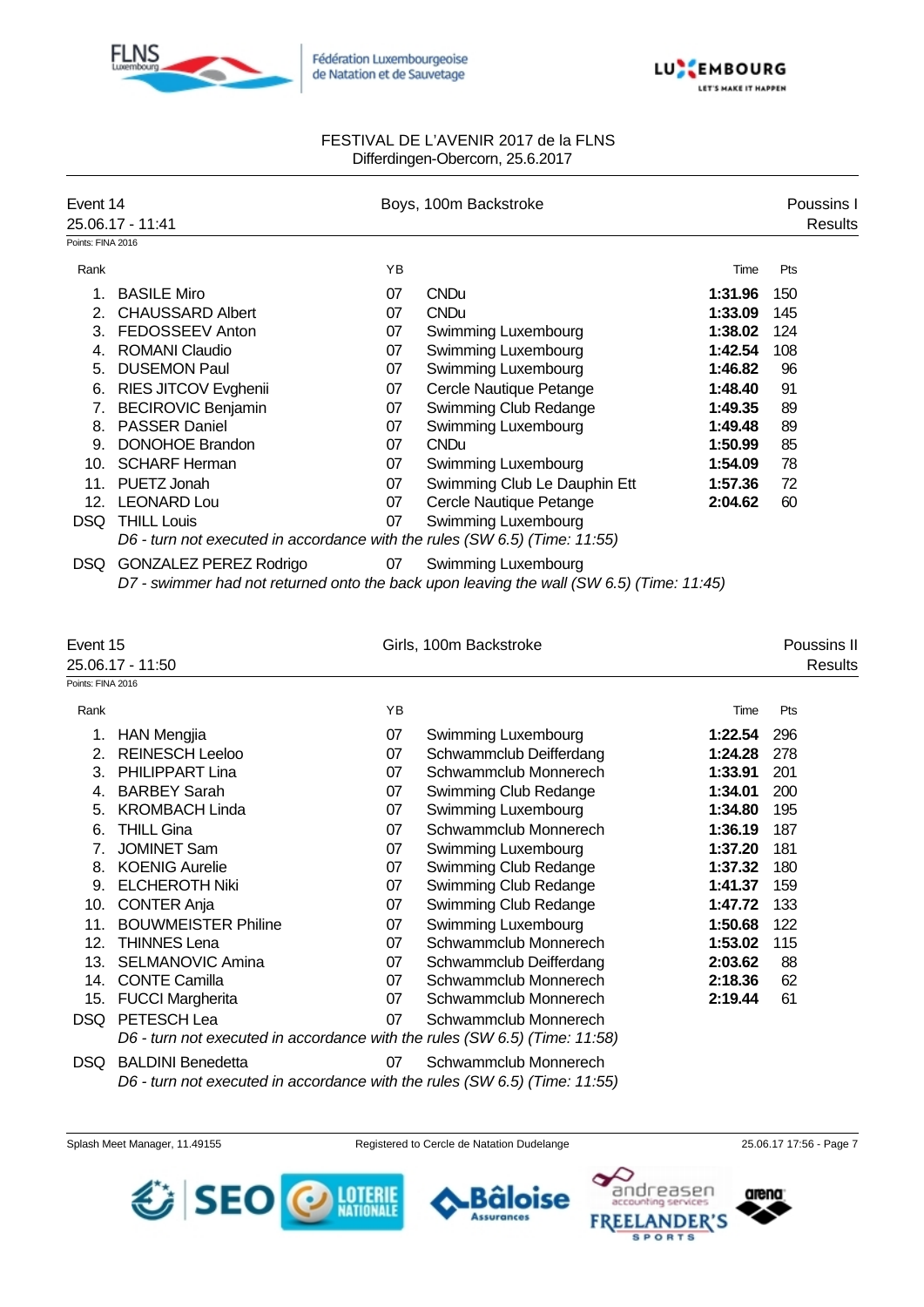FESTIVAL DE L'AVENIR 2017 de la FLNS
Differdingen-Obercorn, 25.6.2017

## Event 14 — Boys, 100m Backstroke — Poussins I

25.06.17 - 11:41 — Results

Points: FINA 2016

| Rank | | YB | | Time | Pts |
|---|---|---|---|---|---|
| 1. | BASILE Miro | 07 | CNDu | **1:31.96** | 150 |
| 2. | CHAUSSARD Albert | 07 | CNDu | **1:33.09** | 145 |
| 3. | FEDOSSEEV Anton | 07 | Swimming Luxembourg | **1:38.02** | 124 |
| 4. | ROMANI Claudio | 07 | Swimming Luxembourg | **1:42.54** | 108 |
| 5. | DUSEMON Paul | 07 | Swimming Luxembourg | **1:46.82** | 96 |
| 6. | RIES JITCOV Evghenii | 07 | Cercle Nautique Petange | **1:48.40** | 91 |
| 7. | BECIROVIC Benjamin | 07 | Swimming Club Redange | **1:49.35** | 89 |
| 8. | PASSER Daniel | 07 | Swimming Luxembourg | **1:49.48** | 89 |
| 9. | DONOHOE Brandon | 07 | CNDu | **1:50.99** | 85 |
| 10. | SCHARF Herman | 07 | Swimming Luxembourg | **1:54.09** | 78 |
| 11. | PUETZ Jonah | 07 | Swimming Club Le Dauphin Ett | **1:57.36** | 72 |
| 12. | LEONARD Lou | 07 | Cercle Nautique Petange | **2:04.62** | 60 |
| DSQ | THILL Louis | 07 | Swimming Luxembourg | | |
| | *D6 - turn not executed in accordance with the rules (SW 6.5) (Time: 11:55)* | | | | |
| DSQ | GONZALEZ PEREZ Rodrigo | 07 | Swimming Luxembourg | | |
| | *D7 - swimmer had not returned onto the back upon leaving the wall (SW 6.5) (Time: 11:45)* | | | | |

## Event 15 — Girls, 100m Backstroke — Poussins II

25.06.17 - 11:50 — Results

Points: FINA 2016

| Rank | | YB | | Time | Pts |
|---|---|---|---|---|---|
| 1. | HAN Mengjia | 07 | Swimming Luxembourg | **1:22.54** | 296 |
| 2. | REINESCH Leeloo | 07 | Schwammclub Deifferdang | **1:24.28** | 278 |
| 3. | PHILIPPART Lina | 07 | Schwammclub Monnerech | **1:33.91** | 201 |
| 4. | BARBEY Sarah | 07 | Swimming Club Redange | **1:34.01** | 200 |
| 5. | KROMBACH Linda | 07 | Swimming Luxembourg | **1:34.80** | 195 |
| 6. | THILL Gina | 07 | Schwammclub Monnerech | **1:36.19** | 187 |
| 7. | JOMINET Sam | 07 | Swimming Luxembourg | **1:37.20** | 181 |
| 8. | KOENIG Aurelie | 07 | Swimming Club Redange | **1:37.32** | 180 |
| 9. | ELCHEROTH Niki | 07 | Swimming Club Redange | **1:41.37** | 159 |
| 10. | CONTER Anja | 07 | Swimming Club Redange | **1:47.72** | 133 |
| 11. | BOUWMEISTER Philine | 07 | Swimming Luxembourg | **1:50.68** | 122 |
| 12. | THINNES Lena | 07 | Schwammclub Monnerech | **1:53.02** | 115 |
| 13. | SELMANOVIC Amina | 07 | Schwammclub Deifferdang | **2:03.62** | 88 |
| 14. | CONTE Camilla | 07 | Schwammclub Monnerech | **2:18.36** | 62 |
| 15. | FUCCI Margherita | 07 | Schwammclub Monnerech | **2:19.44** | 61 |
| DSQ | PETESCH Lea | 07 | Schwammclub Monnerech | | |
| | *D6 - turn not executed in accordance with the rules (SW 6.5) (Time: 11:58)* | | | | |
| DSQ | BALDINI Benedetta | 07 | Schwammclub Monnerech | | |
| | *D6 - turn not executed in accordance with the rules (SW 6.5) (Time: 11:55)* | | | | |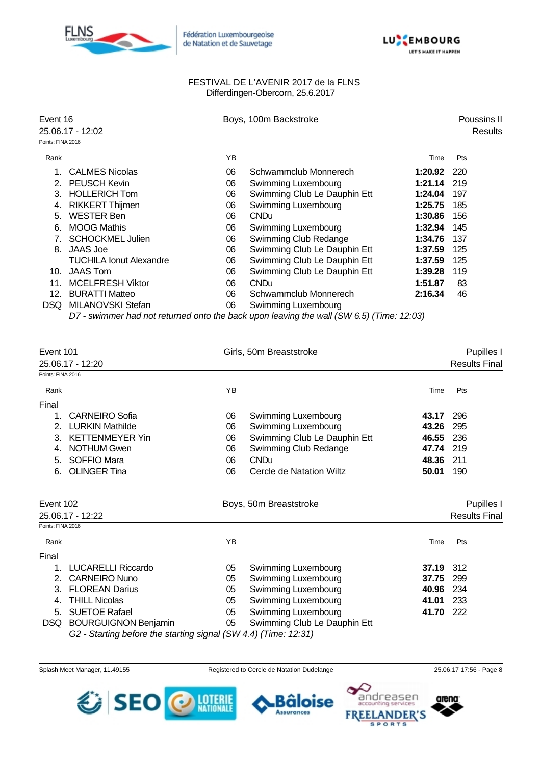FESTIVAL DE L'AVENIR 2017 de la FLNS
Differdingen-Obercorn, 25.6.2017

## Event 16 — Boys, 100m Backstroke — Poussins II

25.06.17 - 12:02 — Results

Points: FINA 2016

| Rank | | YB | | Time | Pts |
|---|---|---|---|---|---|
| 1. | CALMES Nicolas | 06 | Schwammclub Monnerech | **1:20.92** | 220 |
| 2. | PEUSCH Kevin | 06 | Swimming Luxembourg | **1:21.14** | 219 |
| 3. | HOLLERICH Tom | 06 | Swimming Club Le Dauphin Ett | **1:24.04** | 197 |
| 4. | RIKKERT Thijmen | 06 | Swimming Luxembourg | **1:25.75** | 185 |
| 5. | WESTER Ben | 06 | CNDu | **1:30.86** | 156 |
| 6. | MOOG Mathis | 06 | Swimming Luxembourg | **1:32.94** | 145 |
| 7. | SCHOCKMEL Julien | 06 | Swimming Club Redange | **1:34.76** | 137 |
| 8. | JAAS Joe | 06 | Swimming Club Le Dauphin Ett | **1:37.59** | 125 |
| | TUCHILA Ionut Alexandre | 06 | Swimming Club Le Dauphin Ett | **1:37.59** | 125 |
| 10. | JAAS Tom | 06 | Swimming Club Le Dauphin Ett | **1:39.28** | 119 |
| 11. | MCELFRESH Viktor | 06 | CNDu | **1:51.87** | 83 |
| 12. | BURATTI Matteo | 06 | Schwammclub Monnerech | **2:16.34** | 46 |
| DSQ | MILANOVSKI Stefan | 06 | Swimming Luxembourg | | |

*D7 - swimmer had not returned onto the back upon leaving the wall (SW 6.5) (Time: 12:03)*

## Event 101 — Girls, 50m Breaststroke — Pupilles I

25.06.17 - 12:20 — Results Final

Points: FINA 2016

| Rank | | YB | | Time | Pts |
|---|---|---|---|---|---|
| **Final** | | | | | |
| 1. | CARNEIRO Sofia | 06 | Swimming Luxembourg | **43.17** | 296 |
| 2. | LURKIN Mathilde | 06 | Swimming Luxembourg | **43.26** | 295 |
| 3. | KETTENMEYER Yin | 06 | Swimming Club Le Dauphin Ett | **46.55** | 236 |
| 4. | NOTHUM Gwen | 06 | Swimming Club Redange | **47.74** | 219 |
| 5. | SOFFIO Mara | 06 | CNDu | **48.36** | 211 |
| 6. | OLINGER Tina | 06 | Cercle de Natation Wiltz | **50.01** | 190 |

## Event 102 — Boys, 50m Breaststroke — Pupilles I

25.06.17 - 12:22 — Results Final

Points: FINA 2016

| Rank | | YB | | Time | Pts |
|---|---|---|---|---|---|
| **Final** | | | | | |
| 1. | LUCARELLI Riccardo | 05 | Swimming Luxembourg | **37.19** | 312 |
| 2. | CARNEIRO Nuno | 05 | Swimming Luxembourg | **37.75** | 299 |
| 3. | FLOREAN Darius | 05 | Swimming Luxembourg | **40.96** | 234 |
| 4. | THILL Nicolas | 05 | Swimming Luxembourg | **41.01** | 233 |
| 5. | SUETOE Rafael | 05 | Swimming Luxembourg | **41.70** | 222 |
| DSQ | BOURGUIGNON Benjamin | 05 | Swimming Club Le Dauphin Ett | | |

*G2 - Starting before the starting signal (SW 4.4) (Time: 12:31)*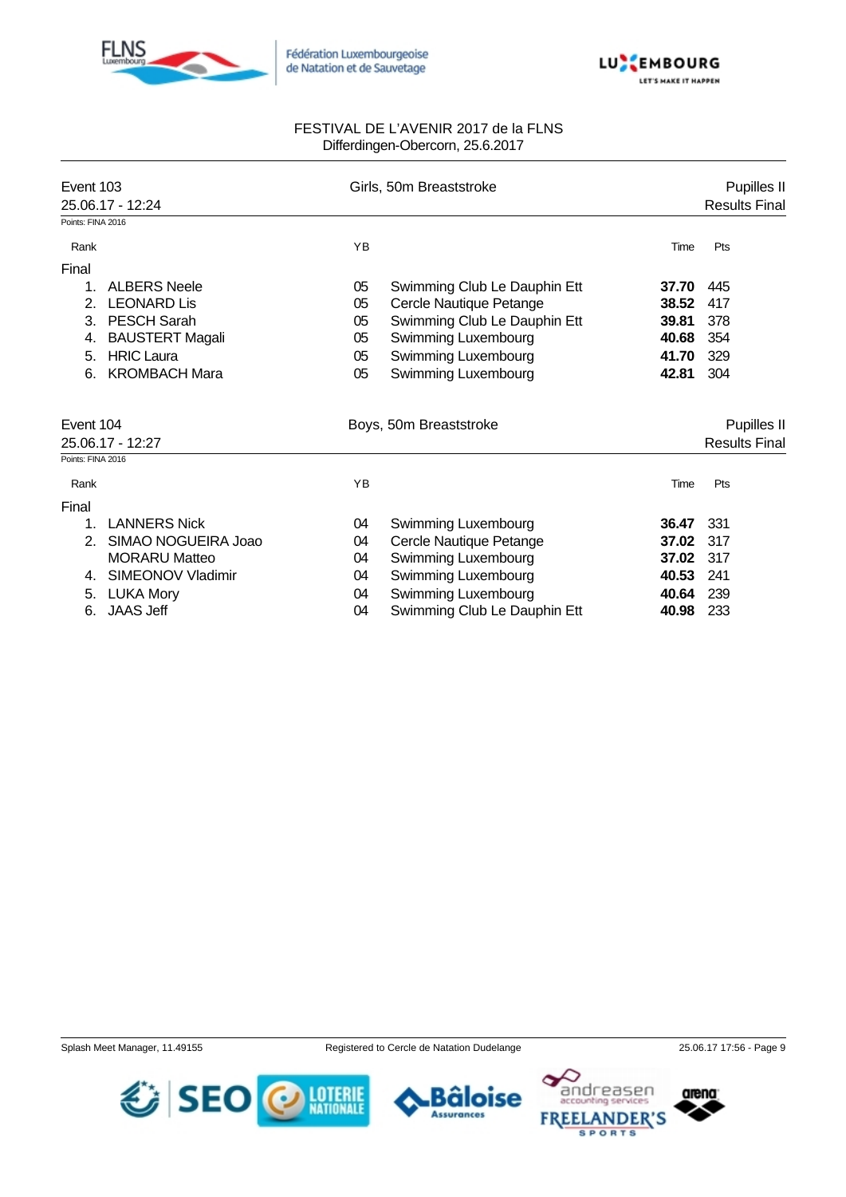FESTIVAL DE L'AVENIR 2017 de la FLNS
Differdingen-Obercorn, 25.6.2017

## Event 103 — Girls, 50m Breaststroke — Pupilles II

25.06.17 - 12:24 — Results Final

Points: FINA 2016

| Rank | | YB | | Time | Pts |
|---|---|---|---|---|---|
| **Final** | | | | | |
| 1. | ALBERS Neele | 05 | Swimming Club Le Dauphin Ett | **37.70** | 445 |
| 2. | LEONARD Lis | 05 | Cercle Nautique Petange | **38.52** | 417 |
| 3. | PESCH Sarah | 05 | Swimming Club Le Dauphin Ett | **39.81** | 378 |
| 4. | BAUSTERT Magali | 05 | Swimming Luxembourg | **40.68** | 354 |
| 5. | HRIC Laura | 05 | Swimming Luxembourg | **41.70** | 329 |
| 6. | KROMBACH Mara | 05 | Swimming Luxembourg | **42.81** | 304 |

## Event 104 — Boys, 50m Breaststroke — Pupilles II

25.06.17 - 12:27 — Results Final

Points: FINA 2016

| Rank | | YB | | Time | Pts |
|---|---|---|---|---|---|
| **Final** | | | | | |
| 1. | LANNERS Nick | 04 | Swimming Luxembourg | **36.47** | 331 |
| 2. | SIMAO NOGUEIRA Joao | 04 | Cercle Nautique Petange | **37.02** | 317 |
| | MORARU Matteo | 04 | Swimming Luxembourg | **37.02** | 317 |
| 4. | SIMEONOV Vladimir | 04 | Swimming Luxembourg | **40.53** | 241 |
| 5. | LUKA Mory | 04 | Swimming Luxembourg | **40.64** | 239 |
| 6. | JAAS Jeff | 04 | Swimming Club Le Dauphin Ett | **40.98** | 233 |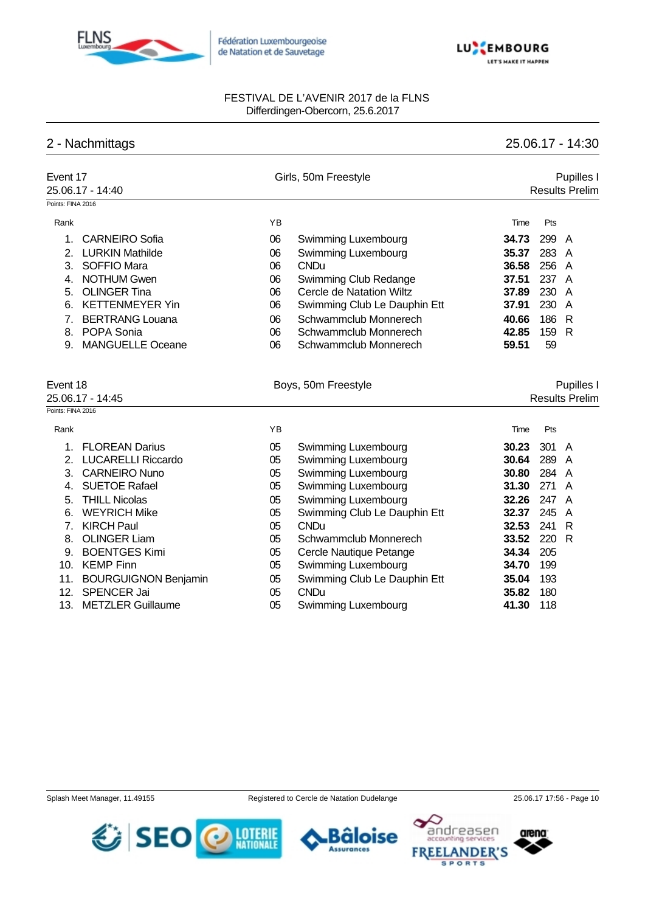FESTIVAL DE L'AVENIR 2017 de la FLNS
Differdingen-Obercorn, 25.6.2017

## 2 - Nachmittags

25.06.17 - 14:30

### Event 17 — Girls, 50m Freestyle — Pupilles I

25.06.17 - 14:40 — Results Prelim

Points: FINA 2016

| Rank | | YB | | Time | Pts | |
|---|---|---|---|---|---|---|
| 1. | CARNEIRO Sofia | 06 | Swimming Luxembourg | **34.73** | 299 | A |
| 2. | LURKIN Mathilde | 06 | Swimming Luxembourg | **35.37** | 283 | A |
| 3. | SOFFIO Mara | 06 | CNDu | **36.58** | 256 | A |
| 4. | NOTHUM Gwen | 06 | Swimming Club Redange | **37.51** | 237 | A |
| 5. | OLINGER Tina | 06 | Cercle de Natation Wiltz | **37.89** | 230 | A |
| 6. | KETTENMEYER Yin | 06 | Swimming Club Le Dauphin Ett | **37.91** | 230 | A |
| 7. | BERTRANG Louana | 06 | Schwammclub Monnerech | **40.66** | 186 | R |
| 8. | POPA Sonia | 06 | Schwammclub Monnerech | **42.85** | 159 | R |
| 9. | MANGUELLE Oceane | 06 | Schwammclub Monnerech | **59.51** | 59 | |

### Event 18 — Boys, 50m Freestyle — Pupilles I

25.06.17 - 14:45 — Results Prelim

Points: FINA 2016

| Rank | | YB | | Time | Pts | |
|---|---|---|---|---|---|---|
| 1. | FLOREAN Darius | 05 | Swimming Luxembourg | **30.23** | 301 | A |
| 2. | LUCARELLI Riccardo | 05 | Swimming Luxembourg | **30.64** | 289 | A |
| 3. | CARNEIRO Nuno | 05 | Swimming Luxembourg | **30.80** | 284 | A |
| 4. | SUETOE Rafael | 05 | Swimming Luxembourg | **31.30** | 271 | A |
| 5. | THILL Nicolas | 05 | Swimming Luxembourg | **32.26** | 247 | A |
| 6. | WEYRICH Mike | 05 | Swimming Club Le Dauphin Ett | **32.37** | 245 | A |
| 7. | KIRCH Paul | 05 | CNDu | **32.53** | 241 | R |
| 8. | OLINGER Liam | 05 | Schwammclub Monnerech | **33.52** | 220 | R |
| 9. | BOENTGES Kimi | 05 | Cercle Nautique Petange | **34.34** | 205 | |
| 10. | KEMP Finn | 05 | Swimming Luxembourg | **34.70** | 199 | |
| 11. | BOURGUIGNON Benjamin | 05 | Swimming Club Le Dauphin Ett | **35.04** | 193 | |
| 12. | SPENCER Jai | 05 | CNDu | **35.82** | 180 | |
| 13. | METZLER Guillaume | 05 | Swimming Luxembourg | **41.30** | 118 | |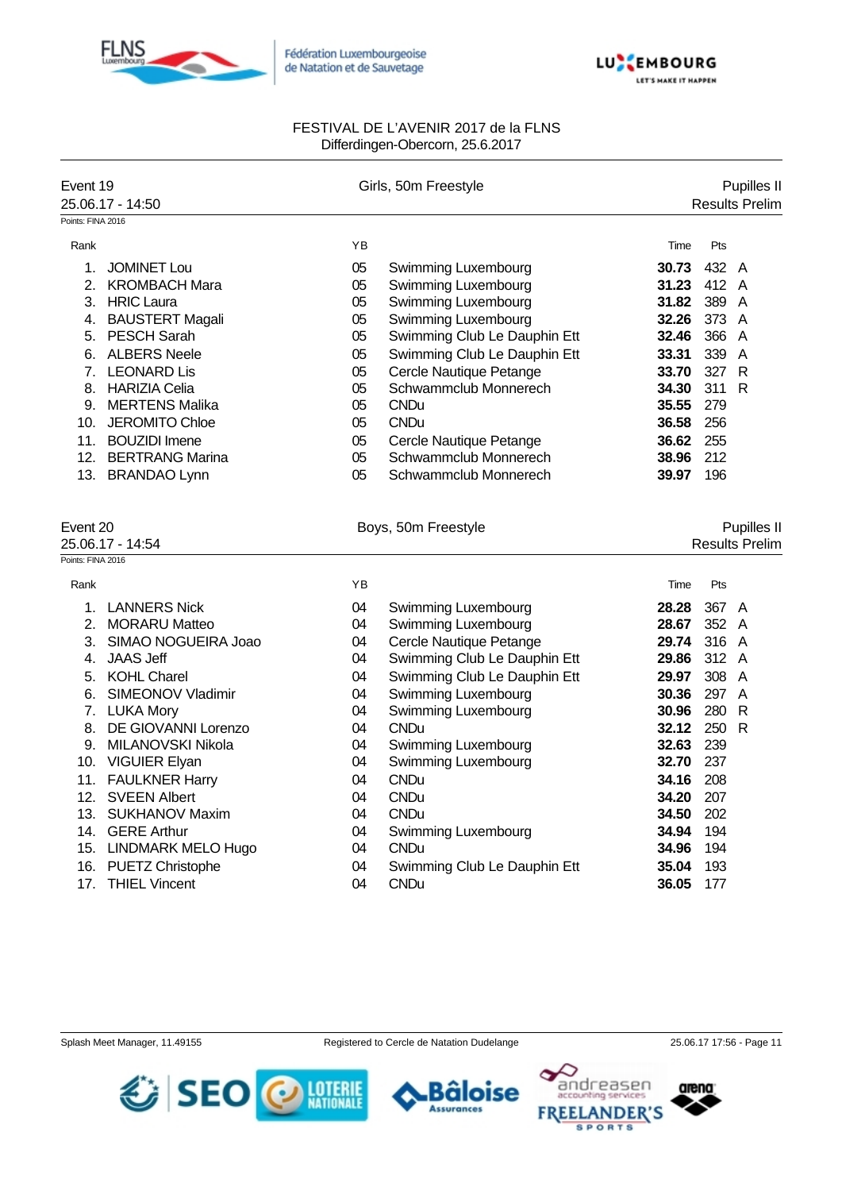FESTIVAL DE L'AVENIR 2017 de la FLNS
Differdingen-Obercorn, 25.6.2017

## Event 19 — Girls, 50m Freestyle — Pupilles II

25.06.17 - 14:50 — Results Prelim

Points: FINA 2016

| Rank | Name | YB | Club | Time | Pts | |
|---|---|---|---|---|---|---|
| 1. | JOMINET Lou | 05 | Swimming Luxembourg | **30.73** | 432 | A |
| 2. | KROMBACH Mara | 05 | Swimming Luxembourg | **31.23** | 412 | A |
| 3. | HRIC Laura | 05 | Swimming Luxembourg | **31.82** | 389 | A |
| 4. | BAUSTERT Magali | 05 | Swimming Luxembourg | **32.26** | 373 | A |
| 5. | PESCH Sarah | 05 | Swimming Club Le Dauphin Ett | **32.46** | 366 | A |
| 6. | ALBERS Neele | 05 | Swimming Club Le Dauphin Ett | **33.31** | 339 | A |
| 7. | LEONARD Lis | 05 | Cercle Nautique Petange | **33.70** | 327 | R |
| 8. | HARIZIA Celia | 05 | Schwammclub Monnerech | **34.30** | 311 | R |
| 9. | MERTENS Malika | 05 | CNDu | **35.55** | 279 | |
| 10. | JEROMITO Chloe | 05 | CNDu | **36.58** | 256 | |
| 11. | BOUZIDI Imene | 05 | Cercle Nautique Petange | **36.62** | 255 | |
| 12. | BERTRANG Marina | 05 | Schwammclub Monnerech | **38.96** | 212 | |
| 13. | BRANDAO Lynn | 05 | Schwammclub Monnerech | **39.97** | 196 | |

## Event 20 — Boys, 50m Freestyle — Pupilles II

25.06.17 - 14:54 — Results Prelim

Points: FINA 2016

| Rank | Name | YB | Club | Time | Pts | |
|---|---|---|---|---|---|---|
| 1. | LANNERS Nick | 04 | Swimming Luxembourg | **28.28** | 367 | A |
| 2. | MORARU Matteo | 04 | Swimming Luxembourg | **28.67** | 352 | A |
| 3. | SIMAO NOGUEIRA Joao | 04 | Cercle Nautique Petange | **29.74** | 316 | A |
| 4. | JAAS Jeff | 04 | Swimming Club Le Dauphin Ett | **29.86** | 312 | A |
| 5. | KOHL Charel | 04 | Swimming Club Le Dauphin Ett | **29.97** | 308 | A |
| 6. | SIMEONOV Vladimir | 04 | Swimming Luxembourg | **30.36** | 297 | A |
| 7. | LUKA Mory | 04 | Swimming Luxembourg | **30.96** | 280 | R |
| 8. | DE GIOVANNI Lorenzo | 04 | CNDu | **32.12** | 250 | R |
| 9. | MILANOVSKI Nikola | 04 | Swimming Luxembourg | **32.63** | 239 | |
| 10. | VIGUIER Elyan | 04 | Swimming Luxembourg | **32.70** | 237 | |
| 11. | FAULKNER Harry | 04 | CNDu | **34.16** | 208 | |
| 12. | SVEEN Albert | 04 | CNDu | **34.20** | 207 | |
| 13. | SUKHANOV Maxim | 04 | CNDu | **34.50** | 202 | |
| 14. | GERE Arthur | 04 | Swimming Luxembourg | **34.94** | 194 | |
| 15. | LINDMARK MELO Hugo | 04 | CNDu | **34.96** | 194 | |
| 16. | PUETZ Christophe | 04 | Swimming Club Le Dauphin Ett | **35.04** | 193 | |
| 17. | THIEL Vincent | 04 | CNDu | **36.05** | 177 | |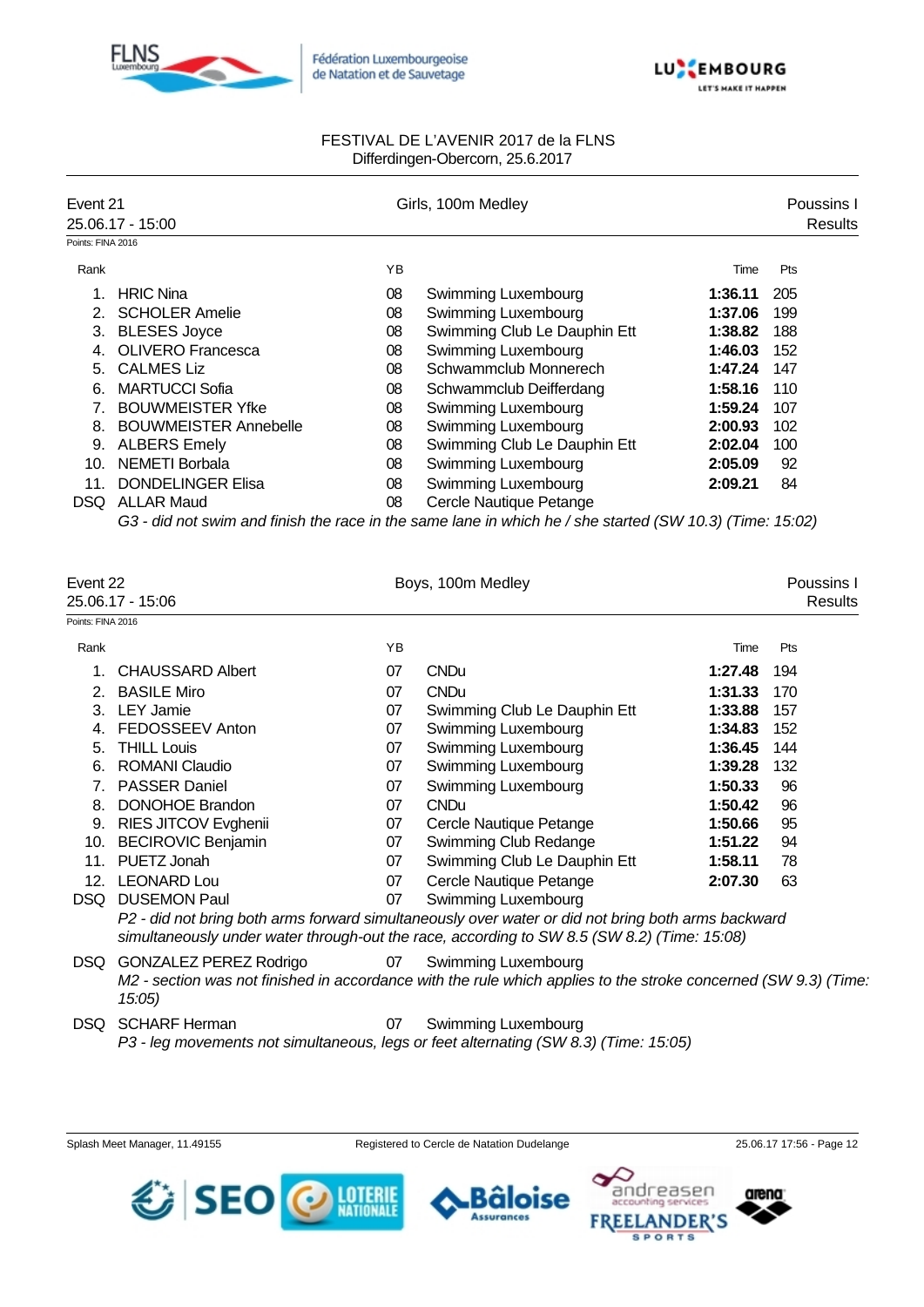FESTIVAL DE L'AVENIR 2017 de la FLNS
Differdingen-Obercorn, 25.6.2017

## Event 21 — Girls, 100m Medley — Poussins I

25.06.17 - 15:00 — Results

Points: FINA 2016

| Rank | | YB | | Time | Pts |
|---|---|---|---|---|---|
| 1. | HRIC Nina | 08 | Swimming Luxembourg | **1:36.11** | 205 |
| 2. | SCHOLER Amelie | 08 | Swimming Luxembourg | **1:37.06** | 199 |
| 3. | BLESES Joyce | 08 | Swimming Club Le Dauphin Ett | **1:38.82** | 188 |
| 4. | OLIVERO Francesca | 08 | Swimming Luxembourg | **1:46.03** | 152 |
| 5. | CALMES Liz | 08 | Schwammclub Monnerech | **1:47.24** | 147 |
| 6. | MARTUCCI Sofia | 08 | Schwammclub Deifferdang | **1:58.16** | 110 |
| 7. | BOUWMEISTER Yfke | 08 | Swimming Luxembourg | **1:59.24** | 107 |
| 8. | BOUWMEISTER Annebelle | 08 | Swimming Luxembourg | **2:00.93** | 102 |
| 9. | ALBERS Emely | 08 | Swimming Club Le Dauphin Ett | **2:02.04** | 100 |
| 10. | NEMETI Borbala | 08 | Swimming Luxembourg | **2:05.09** | 92 |
| 11. | DONDELINGER Elisa | 08 | Swimming Luxembourg | **2:09.21** | 84 |
| DSQ | ALLAR Maud | 08 | Cercle Nautique Petange | | |

*G3 - did not swim and finish the race in the same lane in which he / she started (SW 10.3) (Time: 15:02)*

## Event 22 — Boys, 100m Medley — Poussins I

25.06.17 - 15:06 — Results

Points: FINA 2016

| Rank | | YB | | Time | Pts |
|---|---|---|---|---|---|
| 1. | CHAUSSARD Albert | 07 | CNDu | **1:27.48** | 194 |
| 2. | BASILE Miro | 07 | CNDu | **1:31.33** | 170 |
| 3. | LEY Jamie | 07 | Swimming Club Le Dauphin Ett | **1:33.88** | 157 |
| 4. | FEDOSSEEV Anton | 07 | Swimming Luxembourg | **1:34.83** | 152 |
| 5. | THILL Louis | 07 | Swimming Luxembourg | **1:36.45** | 144 |
| 6. | ROMANI Claudio | 07 | Swimming Luxembourg | **1:39.28** | 132 |
| 7. | PASSER Daniel | 07 | Swimming Luxembourg | **1:50.33** | 96 |
| 8. | DONOHOE Brandon | 07 | CNDu | **1:50.42** | 96 |
| 9. | RIES JITCOV Evghenii | 07 | Cercle Nautique Petange | **1:50.66** | 95 |
| 10. | BECIROVIC Benjamin | 07 | Swimming Club Redange | **1:51.22** | 94 |
| 11. | PUETZ Jonah | 07 | Swimming Club Le Dauphin Ett | **1:58.11** | 78 |
| 12. | LEONARD Lou | 07 | Cercle Nautique Petange | **2:07.30** | 63 |
| DSQ | DUSEMON Paul | 07 | Swimming Luxembourg | | |

*P2 - did not bring both arms forward simultaneously over water or did not bring both arms backward simultaneously under water through-out the race, according to SW 8.5 (SW 8.2) (Time: 15:08)*

| Rank | | YB | | Time | Pts |
|---|---|---|---|---|---|
| DSQ | GONZALEZ PEREZ Rodrigo | 07 | Swimming Luxembourg | | |

*M2 - section was not finished in accordance with the rule which applies to the stroke concerned (SW 9.3) (Time: 15:05)*

| Rank | | YB | | Time | Pts |
|---|---|---|---|---|---|
| DSQ | SCHARF Herman | 07 | Swimming Luxembourg | | |

*P3 - leg movements not simultaneous, legs or feet alternating (SW 8.3) (Time: 15:05)*

Splash Meet Manager, 11.49155 — Registered to Cercle de Natation Dudelange — 25.06.17 17:56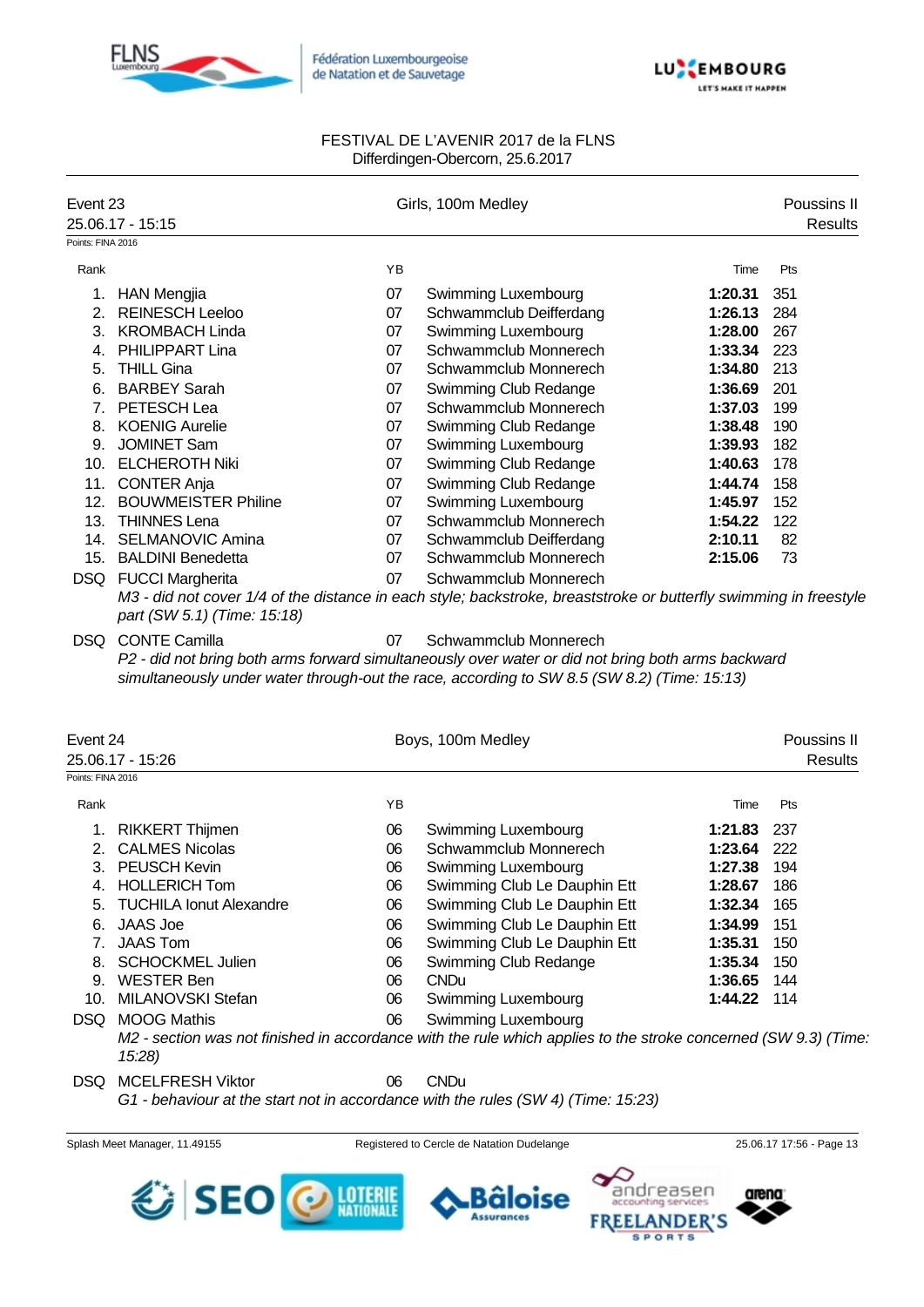FESTIVAL DE L'AVENIR 2017 de la FLNS
Differdingen-Obercorn, 25.6.2017

**Event 23** — Girls, 100m Medley — Poussins II
25.06.17 - 15:15 — Results
Points: FINA 2016

| Rank | | YB | | Time | Pts |
|---|---|---|---|---|---|
| 1. | HAN Mengjia | 07 | Swimming Luxembourg | **1:20.31** | 351 |
| 2. | REINESCH Leeloo | 07 | Schwammclub Deifferdang | **1:26.13** | 284 |
| 3. | KROMBACH Linda | 07 | Swimming Luxembourg | **1:28.00** | 267 |
| 4. | PHILIPPART Lina | 07 | Schwammclub Monnerech | **1:33.34** | 223 |
| 5. | THILL Gina | 07 | Schwammclub Monnerech | **1:34.80** | 213 |
| 6. | BARBEY Sarah | 07 | Swimming Club Redange | **1:36.69** | 201 |
| 7. | PETESCH Lea | 07 | Schwammclub Monnerech | **1:37.03** | 199 |
| 8. | KOENIG Aurelie | 07 | Swimming Club Redange | **1:38.48** | 190 |
| 9. | JOMINET Sam | 07 | Swimming Luxembourg | **1:39.93** | 182 |
| 10. | ELCHEROTH Niki | 07 | Swimming Club Redange | **1:40.63** | 178 |
| 11. | CONTER Anja | 07 | Swimming Club Redange | **1:44.74** | 158 |
| 12. | BOUWMEISTER Philine | 07 | Swimming Luxembourg | **1:45.97** | 152 |
| 13. | THINNES Lena | 07 | Schwammclub Monnerech | **1:54.22** | 122 |
| 14. | SELMANOVIC Amina | 07 | Schwammclub Deifferdang | **2:10.11** | 82 |
| 15. | BALDINI Benedetta | 07 | Schwammclub Monnerech | **2:15.06** | 73 |
| DSQ | FUCCI Margherita | 07 | Schwammclub Monnerech | | |
| DSQ | CONTE Camilla | 07 | Schwammclub Monnerech | | |

FUCCI Margherita: *M3 - did not cover 1/4 of the distance in each style; backstroke, breaststroke or butterfly swimming in freestyle part (SW 5.1) (Time: 15:18)*

CONTE Camilla: *P2 - did not bring both arms forward simultaneously over water or did not bring both arms backward simultaneously under water through-out the race, according to SW 8.5 (SW 8.2) (Time: 15:13)*

**Event 24** — Boys, 100m Medley — Poussins II
25.06.17 - 15:26 — Results
Points: FINA 2016

| Rank | | YB | | Time | Pts |
|---|---|---|---|---|---|
| 1. | RIKKERT Thijmen | 06 | Swimming Luxembourg | **1:21.83** | 237 |
| 2. | CALMES Nicolas | 06 | Schwammclub Monnerech | **1:23.64** | 222 |
| 3. | PEUSCH Kevin | 06 | Swimming Luxembourg | **1:27.38** | 194 |
| 4. | HOLLERICH Tom | 06 | Swimming Club Le Dauphin Ett | **1:28.67** | 186 |
| 5. | TUCHILA Ionut Alexandre | 06 | Swimming Club Le Dauphin Ett | **1:32.34** | 165 |
| 6. | JAAS Joe | 06 | Swimming Club Le Dauphin Ett | **1:34.99** | 151 |
| 7. | JAAS Tom | 06 | Swimming Club Le Dauphin Ett | **1:35.31** | 150 |
| 8. | SCHOCKMEL Julien | 06 | Swimming Club Redange | **1:35.34** | 150 |
| 9. | WESTER Ben | 06 | CNDu | **1:36.65** | 144 |
| 10. | MILANOVSKI Stefan | 06 | Swimming Luxembourg | **1:44.22** | 114 |
| DSQ | MOOG Mathis | 06 | Swimming Luxembourg | | |
| DSQ | MCELFRESH Viktor | 06 | CNDu | | |

MOOG Mathis: *M2 - section was not finished in accordance with the rule which applies to the stroke concerned (SW 9.3) (Time: 15:28)*

MCELFRESH Viktor: *G1 - behaviour at the start not in accordance with the rules (SW 4) (Time: 15:23)*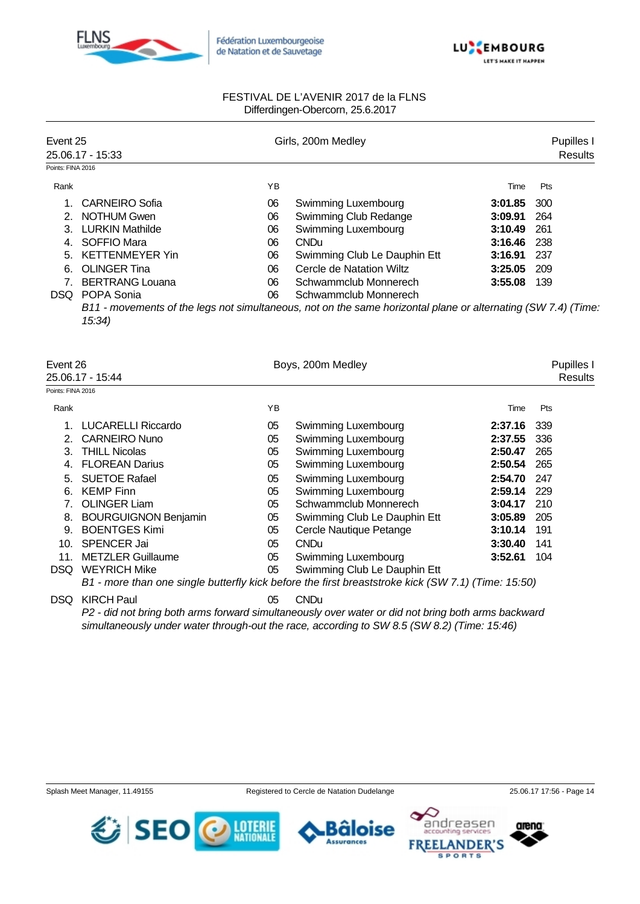FESTIVAL DE L'AVENIR 2017 de la FLNS
Differdingen-Obercorn, 25.6.2017

## Event 25 — Girls, 200m Medley — Pupilles I

25.06.17 - 15:33 — Results

Points: FINA 2016

| Rank | Name | YB | Club | Time | Pts |
|---|---|---|---|---|---|
| 1. | CARNEIRO Sofia | 06 | Swimming Luxembourg | **3:01.85** | 300 |
| 2. | NOTHUM Gwen | 06 | Swimming Club Redange | **3:09.91** | 264 |
| 3. | LURKIN Mathilde | 06 | Swimming Luxembourg | **3:10.49** | 261 |
| 4. | SOFFIO Mara | 06 | CNDu | **3:16.46** | 238 |
| 5. | KETTENMEYER Yin | 06 | Swimming Club Le Dauphin Ett | **3:16.91** | 237 |
| 6. | OLINGER Tina | 06 | Cercle de Natation Wiltz | **3:25.05** | 209 |
| 7. | BERTRANG Louana | 06 | Schwammclub Monnerech | **3:55.08** | 139 |
| DSQ | POPA Sonia | 06 | Schwammclub Monnerech | | |

*B11 - movements of the legs not simultaneous, not on the same horizontal plane or alternating (SW 7.4) (Time: 15:34)*

## Event 26 — Boys, 200m Medley — Pupilles I

25.06.17 - 15:44 — Results

Points: FINA 2016

| Rank | Name | YB | Club | Time | Pts |
|---|---|---|---|---|---|
| 1. | LUCARELLI Riccardo | 05 | Swimming Luxembourg | **2:37.16** | 339 |
| 2. | CARNEIRO Nuno | 05 | Swimming Luxembourg | **2:37.55** | 336 |
| 3. | THILL Nicolas | 05 | Swimming Luxembourg | **2:50.47** | 265 |
| 4. | FLOREAN Darius | 05 | Swimming Luxembourg | **2:50.54** | 265 |
| 5. | SUETOE Rafael | 05 | Swimming Luxembourg | **2:54.70** | 247 |
| 6. | KEMP Finn | 05 | Swimming Luxembourg | **2:59.14** | 229 |
| 7. | OLINGER Liam | 05 | Schwammclub Monnerech | **3:04.17** | 210 |
| 8. | BOURGUIGNON Benjamin | 05 | Swimming Club Le Dauphin Ett | **3:05.89** | 205 |
| 9. | BOENTGES Kimi | 05 | Cercle Nautique Petange | **3:10.14** | 191 |
| 10. | SPENCER Jai | 05 | CNDu | **3:30.40** | 141 |
| 11. | METZLER Guillaume | 05 | Swimming Luxembourg | **3:52.61** | 104 |
| DSQ | WEYRICH Mike | 05 | Swimming Club Le Dauphin Ett | | |
| DSQ | KIRCH Paul | 05 | CNDu | | |

WEYRICH Mike: *B1 - more than one single butterfly kick before the first breaststroke kick (SW 7.1) (Time: 15:50)*

KIRCH Paul: *P2 - did not bring both arms forward simultaneously over water or did not bring both arms backward simultaneously under water through-out the race, according to SW 8.5 (SW 8.2) (Time: 15:46)*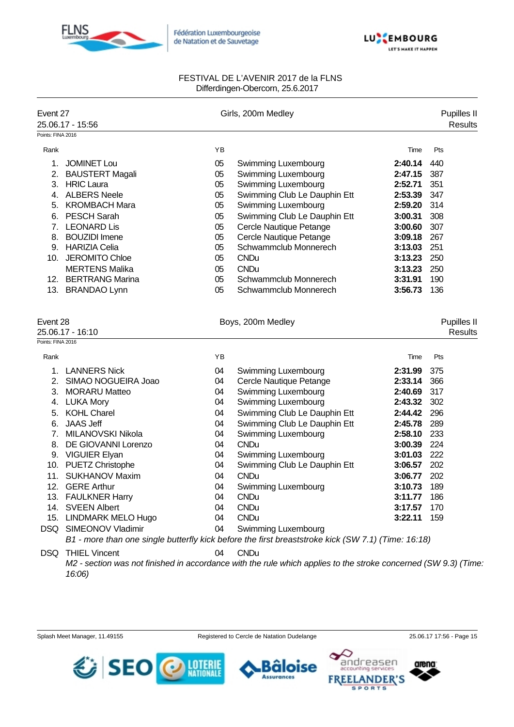FESTIVAL DE L'AVENIR 2017 de la FLNS
Differdingen-Obercorn, 25.6.2017

## Event 27 — Girls, 200m Medley — Pupilles II

25.06.17 - 15:56 — Results

Points: FINA 2016

| Rank | | YB | | Time | Pts |
|---|---|---|---|---|---|
| 1. | JOMINET Lou | 05 | Swimming Luxembourg | **2:40.14** | 440 |
| 2. | BAUSTERT Magali | 05 | Swimming Luxembourg | **2:47.15** | 387 |
| 3. | HRIC Laura | 05 | Swimming Luxembourg | **2:52.71** | 351 |
| 4. | ALBERS Neele | 05 | Swimming Club Le Dauphin Ett | **2:53.39** | 347 |
| 5. | KROMBACH Mara | 05 | Swimming Luxembourg | **2:59.20** | 314 |
| 6. | PESCH Sarah | 05 | Swimming Club Le Dauphin Ett | **3:00.31** | 308 |
| 7. | LEONARD Lis | 05 | Cercle Nautique Petange | **3:00.60** | 307 |
| 8. | BOUZIDI Imene | 05 | Cercle Nautique Petange | **3:09.18** | 267 |
| 9. | HARIZIA Celia | 05 | Schwammclub Monnerech | **3:13.03** | 251 |
| 10. | JEROMITO Chloe | 05 | CNDu | **3:13.23** | 250 |
| | MERTENS Malika | 05 | CNDu | **3:13.23** | 250 |
| 12. | BERTRANG Marina | 05 | Schwammclub Monnerech | **3:31.91** | 190 |
| 13. | BRANDAO Lynn | 05 | Schwammclub Monnerech | **3:56.73** | 136 |

## Event 28 — Boys, 200m Medley — Pupilles II

25.06.17 - 16:10 — Results

Points: FINA 2016

| Rank | | YB | | Time | Pts |
|---|---|---|---|---|---|
| 1. | LANNERS Nick | 04 | Swimming Luxembourg | **2:31.99** | 375 |
| 2. | SIMAO NOGUEIRA Joao | 04 | Cercle Nautique Petange | **2:33.14** | 366 |
| 3. | MORARU Matteo | 04 | Swimming Luxembourg | **2:40.69** | 317 |
| 4. | LUKA Mory | 04 | Swimming Luxembourg | **2:43.32** | 302 |
| 5. | KOHL Charel | 04 | Swimming Club Le Dauphin Ett | **2:44.42** | 296 |
| 6. | JAAS Jeff | 04 | Swimming Club Le Dauphin Ett | **2:45.78** | 289 |
| 7. | MILANOVSKI Nikola | 04 | Swimming Luxembourg | **2:58.10** | 233 |
| 8. | DE GIOVANNI Lorenzo | 04 | CNDu | **3:00.39** | 224 |
| 9. | VIGUIER Elyan | 04 | Swimming Luxembourg | **3:01.03** | 222 |
| 10. | PUETZ Christophe | 04 | Swimming Club Le Dauphin Ett | **3:06.57** | 202 |
| 11. | SUKHANOV Maxim | 04 | CNDu | **3:06.77** | 202 |
| 12. | GERE Arthur | 04 | Swimming Luxembourg | **3:10.73** | 189 |
| 13. | FAULKNER Harry | 04 | CNDu | **3:11.77** | 186 |
| 14. | SVEEN Albert | 04 | CNDu | **3:17.57** | 170 |
| 15. | LINDMARK MELO Hugo | 04 | CNDu | **3:22.11** | 159 |
| DSQ | SIMEONOV Vladimir | 04 | Swimming Luxembourg | | |
| | *B1 - more than one single butterfly kick before the first breaststroke kick (SW 7.1) (Time: 16:18)* | | | | |
| DSQ | THIEL Vincent | 04 | CNDu | | |
| | *M2 - section was not finished in accordance with the rule which applies to the stroke concerned (SW 9.3) (Time: 16:06)* | | | | |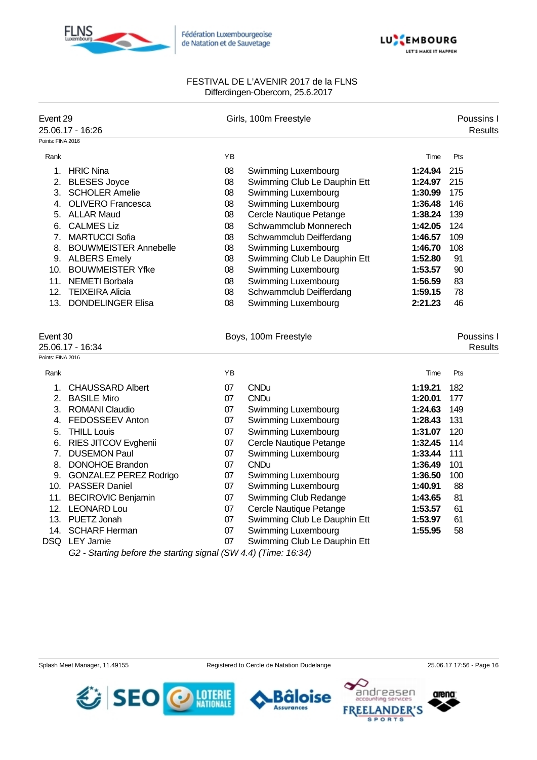FESTIVAL DE L'AVENIR 2017 de la FLNS
Differdingen-Obercorn, 25.6.2017

## Event 29 — Girls, 100m Freestyle — Poussins I

25.06.17 - 16:26 — Results

Points: FINA 2016

| Rank | | YB | | Time | Pts |
|---|---|---|---|---|---|
| 1. | HRIC Nina | 08 | Swimming Luxembourg | **1:24.94** | 215 |
| 2. | BLESES Joyce | 08 | Swimming Club Le Dauphin Ett | **1:24.97** | 215 |
| 3. | SCHOLER Amelie | 08 | Swimming Luxembourg | **1:30.99** | 175 |
| 4. | OLIVERO Francesca | 08 | Swimming Luxembourg | **1:36.48** | 146 |
| 5. | ALLAR Maud | 08 | Cercle Nautique Petange | **1:38.24** | 139 |
| 6. | CALMES Liz | 08 | Schwammclub Monnerech | **1:42.05** | 124 |
| 7. | MARTUCCI Sofia | 08 | Schwammclub Deifferdang | **1:46.57** | 109 |
| 8. | BOUWMEISTER Annebelle | 08 | Swimming Luxembourg | **1:46.70** | 108 |
| 9. | ALBERS Emely | 08 | Swimming Club Le Dauphin Ett | **1:52.80** | 91 |
| 10. | BOUWMEISTER Yfke | 08 | Swimming Luxembourg | **1:53.57** | 90 |
| 11. | NEMETI Borbala | 08 | Swimming Luxembourg | **1:56.59** | 83 |
| 12. | TEIXEIRA Alicia | 08 | Schwammclub Deifferdang | **1:59.15** | 78 |
| 13. | DONDELINGER Elisa | 08 | Swimming Luxembourg | **2:21.23** | 46 |

## Event 30 — Boys, 100m Freestyle — Poussins I

25.06.17 - 16:34 — Results

Points: FINA 2016

| Rank | | YB | | Time | Pts |
|---|---|---|---|---|---|
| 1. | CHAUSSARD Albert | 07 | CNDu | **1:19.21** | 182 |
| 2. | BASILE Miro | 07 | CNDu | **1:20.01** | 177 |
| 3. | ROMANI Claudio | 07 | Swimming Luxembourg | **1:24.63** | 149 |
| 4. | FEDOSSEEV Anton | 07 | Swimming Luxembourg | **1:28.43** | 131 |
| 5. | THILL Louis | 07 | Swimming Luxembourg | **1:31.07** | 120 |
| 6. | RIES JITCOV Evghenii | 07 | Cercle Nautique Petange | **1:32.45** | 114 |
| 7. | DUSEMON Paul | 07 | Swimming Luxembourg | **1:33.44** | 111 |
| 8. | DONOHOE Brandon | 07 | CNDu | **1:36.49** | 101 |
| 9. | GONZALEZ PEREZ Rodrigo | 07 | Swimming Luxembourg | **1:36.50** | 100 |
| 10. | PASSER Daniel | 07 | Swimming Luxembourg | **1:40.91** | 88 |
| 11. | BECIROVIC Benjamin | 07 | Swimming Club Redange | **1:43.65** | 81 |
| 12. | LEONARD Lou | 07 | Cercle Nautique Petange | **1:53.57** | 61 |
| 13. | PUETZ Jonah | 07 | Swimming Club Le Dauphin Ett | **1:53.97** | 61 |
| 14. | SCHARF Herman | 07 | Swimming Luxembourg | **1:55.95** | 58 |
| DSQ | LEY Jamie | 07 | Swimming Club Le Dauphin Ett | | |

*G2 - Starting before the starting signal (SW 4.4) (Time: 16:34)*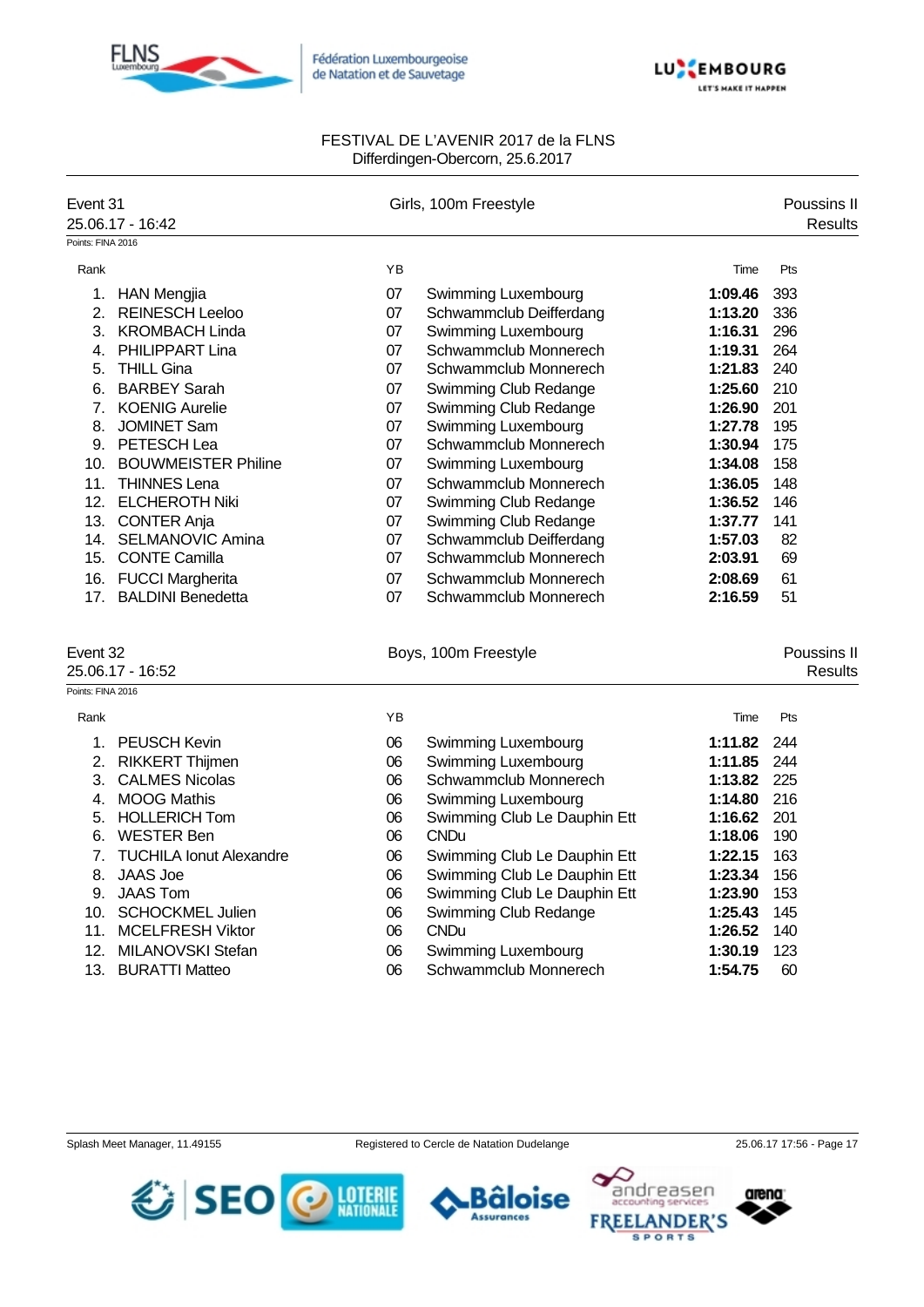FESTIVAL DE L'AVENIR 2017 de la FLNS
Differdingen-Obercorn, 25.6.2017

## Event 31 — Girls, 100m Freestyle — Poussins II

25.06.17 - 16:42 — Results

Points: FINA 2016

| Rank | | YB | | Time | Pts |
|---|---|---|---|---|---|
| 1. | HAN Mengjia | 07 | Swimming Luxembourg | **1:09.46** | 393 |
| 2. | REINESCH Leeloo | 07 | Schwammclub Deifferdang | **1:13.20** | 336 |
| 3. | KROMBACH Linda | 07 | Swimming Luxembourg | **1:16.31** | 296 |
| 4. | PHILIPPART Lina | 07 | Schwammclub Monnerech | **1:19.31** | 264 |
| 5. | THILL Gina | 07 | Schwammclub Monnerech | **1:21.83** | 240 |
| 6. | BARBEY Sarah | 07 | Swimming Club Redange | **1:25.60** | 210 |
| 7. | KOENIG Aurelie | 07 | Swimming Club Redange | **1:26.90** | 201 |
| 8. | JOMINET Sam | 07 | Swimming Luxembourg | **1:27.78** | 195 |
| 9. | PETESCH Lea | 07 | Schwammclub Monnerech | **1:30.94** | 175 |
| 10. | BOUWMEISTER Philine | 07 | Swimming Luxembourg | **1:34.08** | 158 |
| 11. | THINNES Lena | 07 | Schwammclub Monnerech | **1:36.05** | 148 |
| 12. | ELCHEROTH Niki | 07 | Swimming Club Redange | **1:36.52** | 146 |
| 13. | CONTER Anja | 07 | Swimming Club Redange | **1:37.77** | 141 |
| 14. | SELMANOVIC Amina | 07 | Schwammclub Deifferdang | **1:57.03** | 82 |
| 15. | CONTE Camilla | 07 | Schwammclub Monnerech | **2:03.91** | 69 |
| 16. | FUCCI Margherita | 07 | Schwammclub Monnerech | **2:08.69** | 61 |
| 17. | BALDINI Benedetta | 07 | Schwammclub Monnerech | **2:16.59** | 51 |

## Event 32 — Boys, 100m Freestyle — Poussins II

25.06.17 - 16:52 — Results

Points: FINA 2016

| Rank | | YB | | Time | Pts |
|---|---|---|---|---|---|
| 1. | PEUSCH Kevin | 06 | Swimming Luxembourg | **1:11.82** | 244 |
| 2. | RIKKERT Thijmen | 06 | Swimming Luxembourg | **1:11.85** | 244 |
| 3. | CALMES Nicolas | 06 | Schwammclub Monnerech | **1:13.82** | 225 |
| 4. | MOOG Mathis | 06 | Swimming Luxembourg | **1:14.80** | 216 |
| 5. | HOLLERICH Tom | 06 | Swimming Club Le Dauphin Ett | **1:16.62** | 201 |
| 6. | WESTER Ben | 06 | CNDu | **1:18.06** | 190 |
| 7. | TUCHILA Ionut Alexandre | 06 | Swimming Club Le Dauphin Ett | **1:22.15** | 163 |
| 8. | JAAS Joe | 06 | Swimming Club Le Dauphin Ett | **1:23.34** | 156 |
| 9. | JAAS Tom | 06 | Swimming Club Le Dauphin Ett | **1:23.90** | 153 |
| 10. | SCHOCKMEL Julien | 06 | Swimming Club Redange | **1:25.43** | 145 |
| 11. | MCELFRESH Viktor | 06 | CNDu | **1:26.52** | 140 |
| 12. | MILANOVSKI Stefan | 06 | Swimming Luxembourg | **1:30.19** | 123 |
| 13. | BURATTI Matteo | 06 | Schwammclub Monnerech | **1:54.75** | 60 |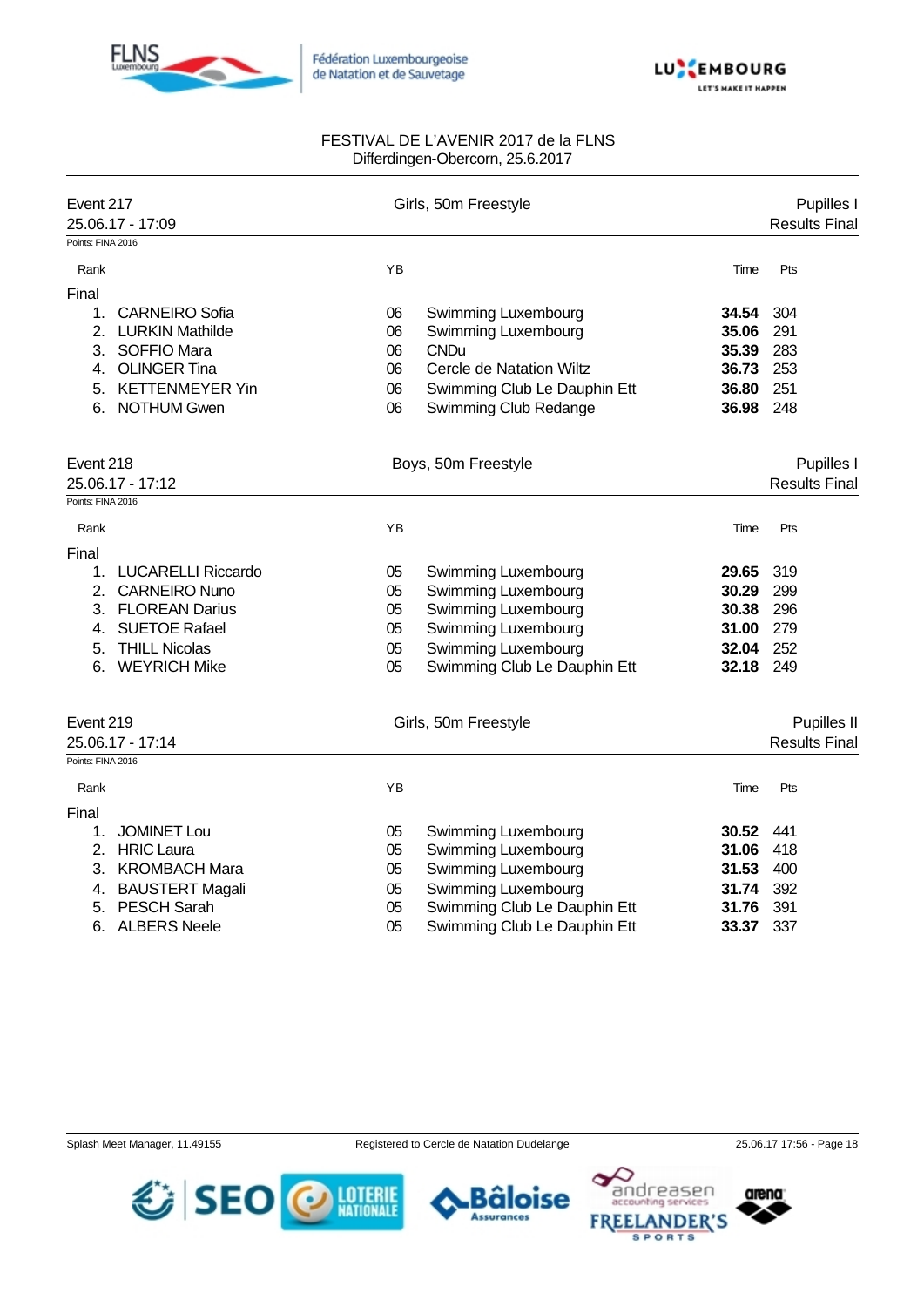FESTIVAL DE L'AVENIR 2017 de la FLNS
Differdingen-Obercorn, 25.6.2017

## Event 217 — Girls, 50m Freestyle — Pupilles I

25.06.17 - 17:09 — Results Final

Points: FINA 2016

**Final**

| Rank | Name | YB | Club | Time | Pts |
|---|---|---|---|---|---|
| 1. | CARNEIRO Sofia | 06 | Swimming Luxembourg | **34.54** | 304 |
| 2. | LURKIN Mathilde | 06 | Swimming Luxembourg | **35.06** | 291 |
| 3. | SOFFIO Mara | 06 | CNDu | **35.39** | 283 |
| 4. | OLINGER Tina | 06 | Cercle de Natation Wiltz | **36.73** | 253 |
| 5. | KETTENMEYER Yin | 06 | Swimming Club Le Dauphin Ett | **36.80** | 251 |
| 6. | NOTHUM Gwen | 06 | Swimming Club Redange | **36.98** | 248 |

## Event 218 — Boys, 50m Freestyle — Pupilles I

25.06.17 - 17:12 — Results Final

Points: FINA 2016

**Final**

| Rank | Name | YB | Club | Time | Pts |
|---|---|---|---|---|---|
| 1. | LUCARELLI Riccardo | 05 | Swimming Luxembourg | **29.65** | 319 |
| 2. | CARNEIRO Nuno | 05 | Swimming Luxembourg | **30.29** | 299 |
| 3. | FLOREAN Darius | 05 | Swimming Luxembourg | **30.38** | 296 |
| 4. | SUETOE Rafael | 05 | Swimming Luxembourg | **31.00** | 279 |
| 5. | THILL Nicolas | 05 | Swimming Luxembourg | **32.04** | 252 |
| 6. | WEYRICH Mike | 05 | Swimming Club Le Dauphin Ett | **32.18** | 249 |

## Event 219 — Girls, 50m Freestyle — Pupilles II

25.06.17 - 17:14 — Results Final

Points: FINA 2016

**Final**

| Rank | Name | YB | Club | Time | Pts |
|---|---|---|---|---|---|
| 1. | JOMINET Lou | 05 | Swimming Luxembourg | **30.52** | 441 |
| 2. | HRIC Laura | 05 | Swimming Luxembourg | **31.06** | 418 |
| 3. | KROMBACH Mara | 05 | Swimming Luxembourg | **31.53** | 400 |
| 4. | BAUSTERT Magali | 05 | Swimming Luxembourg | **31.74** | 392 |
| 5. | PESCH Sarah | 05 | Swimming Club Le Dauphin Ett | **31.76** | 391 |
| 6. | ALBERS Neele | 05 | Swimming Club Le Dauphin Ett | **33.37** | 337 |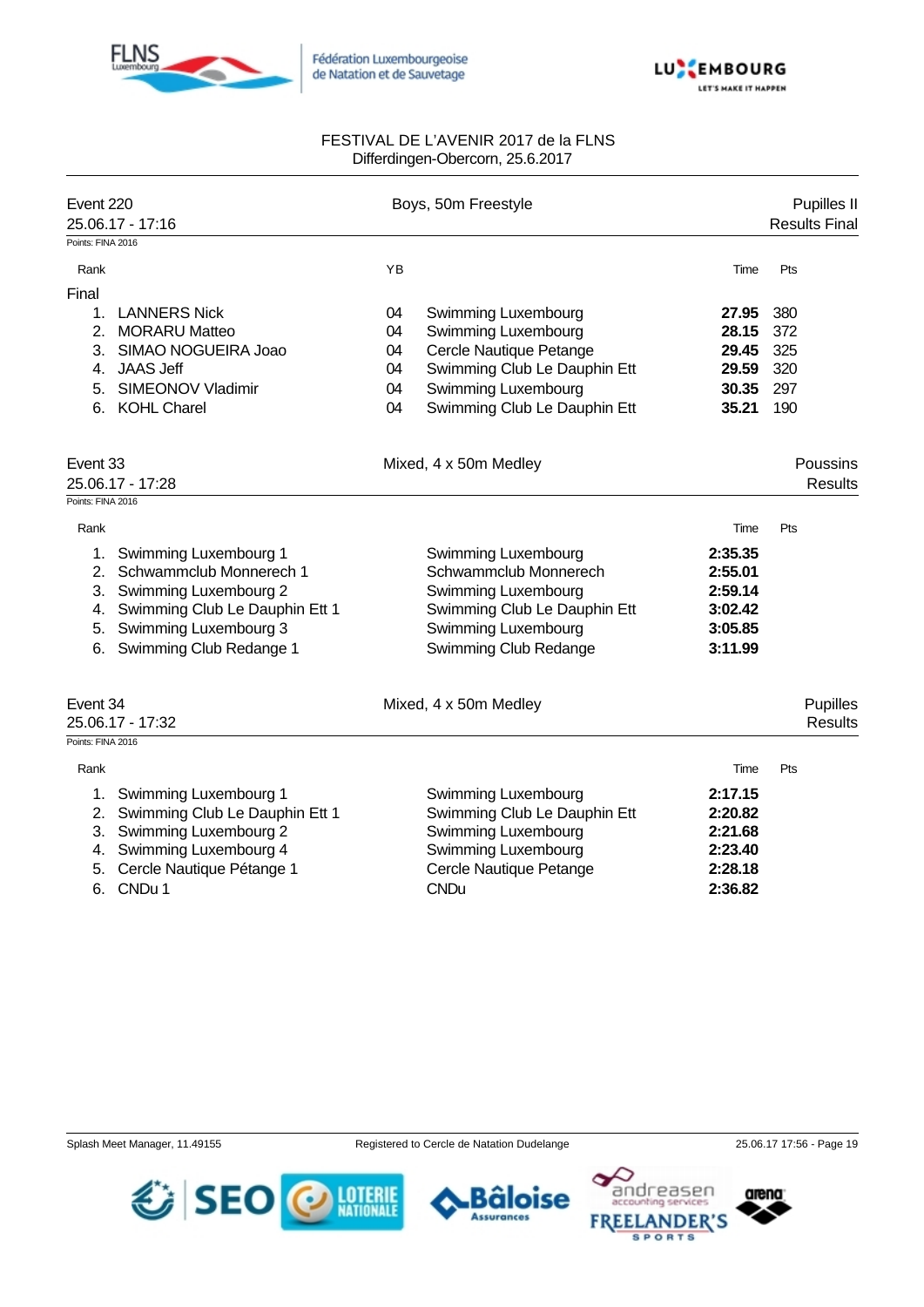FESTIVAL DE L'AVENIR 2017 de la FLNS
Differdingen-Obercorn, 25.6.2017

## Event 220 — Boys, 50m Freestyle — Pupilles II

25.06.17 - 17:16 — Results Final

Points: FINA 2016

Final

| Rank | | YB | | Time | Pts |
|---|---|---|---|---|---|
| 1. | LANNERS Nick | 04 | Swimming Luxembourg | **27.95** | 380 |
| 2. | MORARU Matteo | 04 | Swimming Luxembourg | **28.15** | 372 |
| 3. | SIMAO NOGUEIRA Joao | 04 | Cercle Nautique Petange | **29.45** | 325 |
| 4. | JAAS Jeff | 04 | Swimming Club Le Dauphin Ett | **29.59** | 320 |
| 5. | SIMEONOV Vladimir | 04 | Swimming Luxembourg | **30.35** | 297 |
| 6. | KOHL Charel | 04 | Swimming Club Le Dauphin Ett | **35.21** | 190 |

## Event 33 — Mixed, 4 x 50m Medley — Poussins

25.06.17 - 17:28 — Results

Points: FINA 2016

| Rank | | | Time | Pts |
|---|---|---|---|---|
| 1. | Swimming Luxembourg 1 | Swimming Luxembourg | **2:35.35** | |
| 2. | Schwammclub Monnerech 1 | Schwammclub Monnerech | **2:55.01** | |
| 3. | Swimming Luxembourg 2 | Swimming Luxembourg | **2:59.14** | |
| 4. | Swimming Club Le Dauphin Ett 1 | Swimming Club Le Dauphin Ett | **3:02.42** | |
| 5. | Swimming Luxembourg 3 | Swimming Luxembourg | **3:05.85** | |
| 6. | Swimming Club Redange 1 | Swimming Club Redange | **3:11.99** | |

## Event 34 — Mixed, 4 x 50m Medley — Pupilles

25.06.17 - 17:32 — Results

Points: FINA 2016

| Rank | | | Time | Pts |
|---|---|---|---|---|
| 1. | Swimming Luxembourg 1 | Swimming Luxembourg | **2:17.15** | |
| 2. | Swimming Club Le Dauphin Ett 1 | Swimming Club Le Dauphin Ett | **2:20.82** | |
| 3. | Swimming Luxembourg 2 | Swimming Luxembourg | **2:21.68** | |
| 4. | Swimming Luxembourg 4 | Swimming Luxembourg | **2:23.40** | |
| 5. | Cercle Nautique Pétange 1 | Cercle Nautique Petange | **2:28.18** | |
| 6. | CNDu 1 | CNDu | **2:36.82** | |